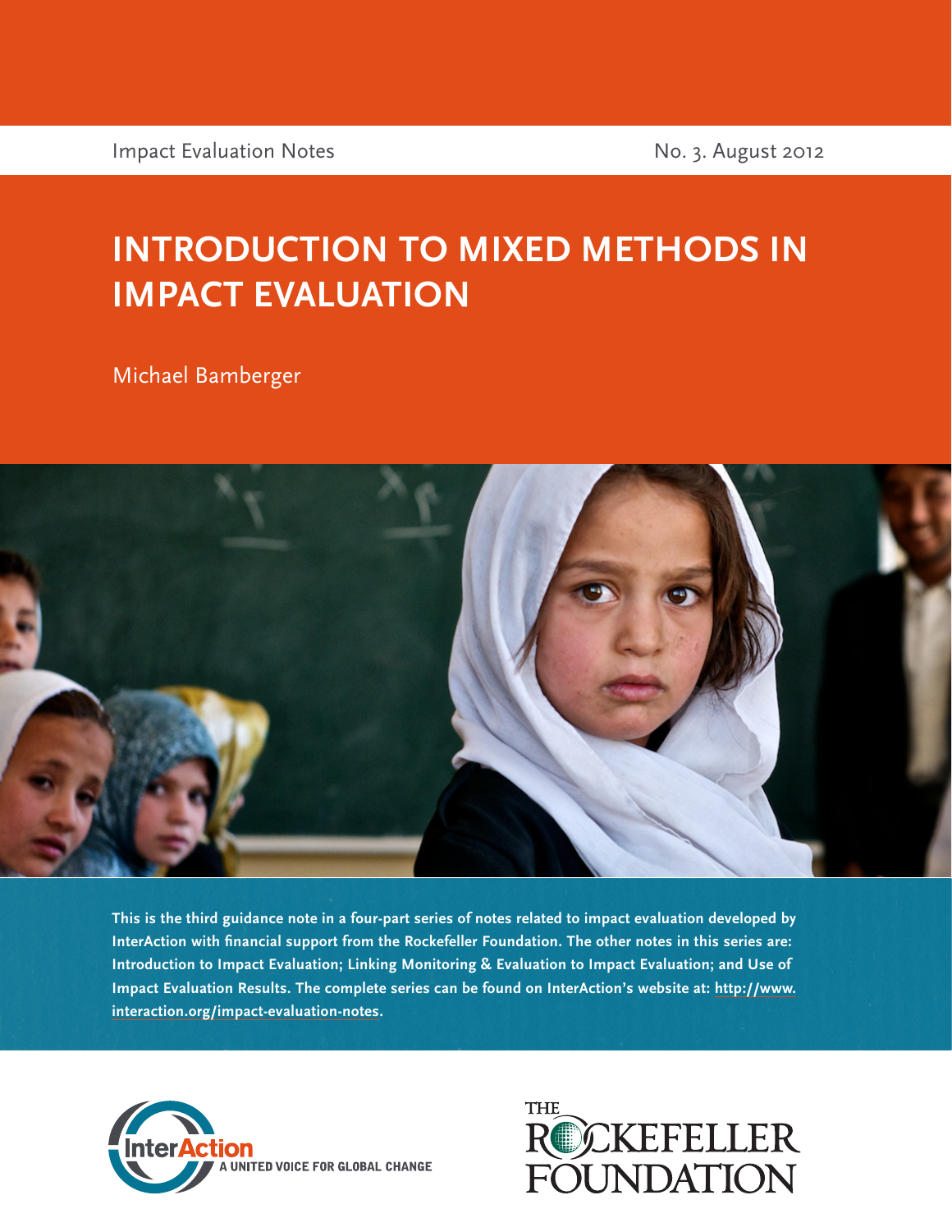Impact Evaluation Notes

No. 3. August 2012

# INTRODUCTION TO MIXED METHODS IN IMPACT EVALUATION

Michael Bamberger

**This is the third guidance note in a four-part series of notes related to impact evaluation developed by InterAction with financial support from the Rockefeller Foundation. The other notes in this series are: Introduction to Impact Evaluation; Linking Monitoring & Evaluation to Impact Evaluation; and Use of Impact Evaluation Results. The complete series can be found on InterAction's website at: http://www.interaction.org/impact-evaluation-notes.**

InterAction — A UNITED VOICE FOR GLOBAL CHANGE

THE ROCKEFELLER FOUNDATION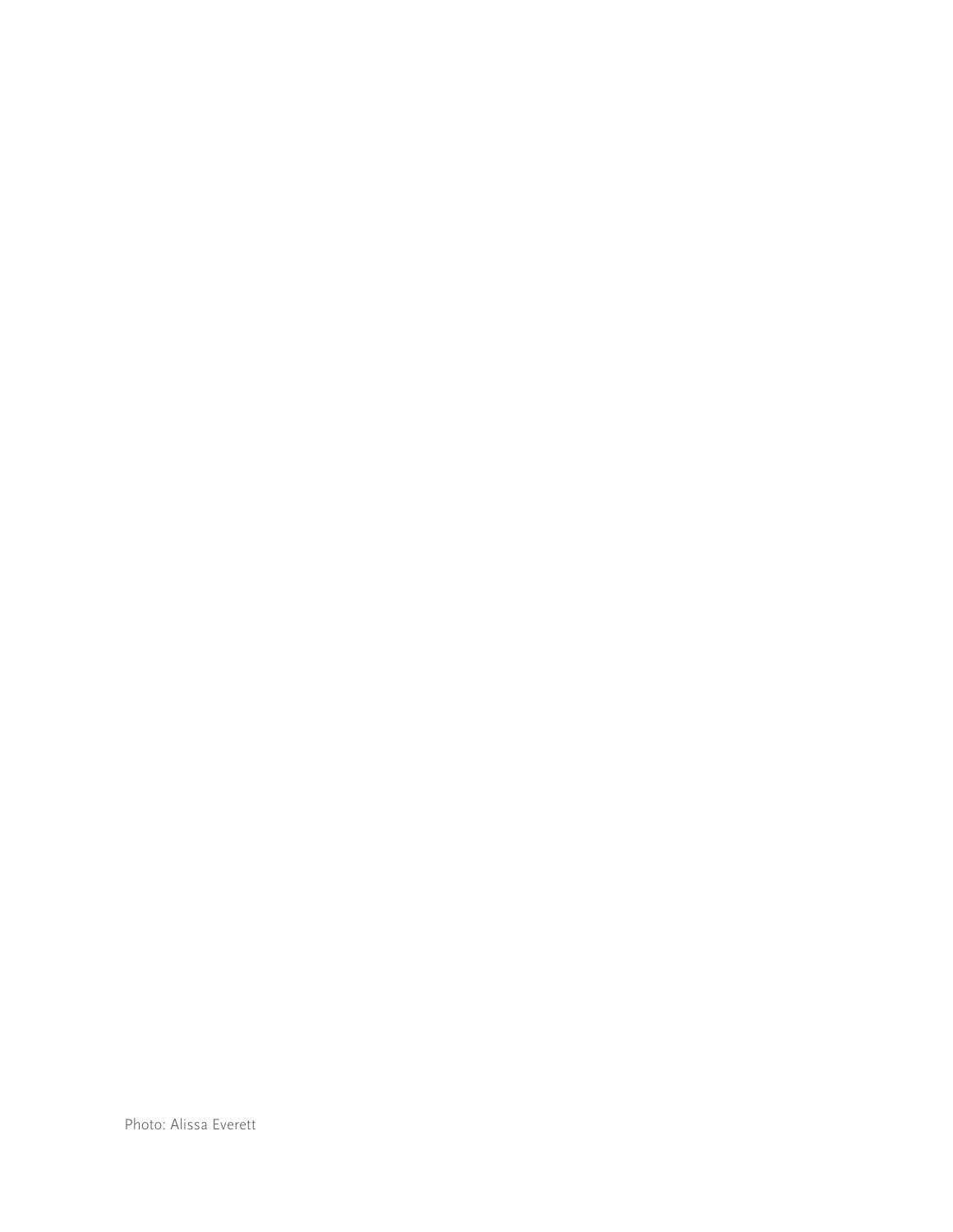Photo: Alissa Everett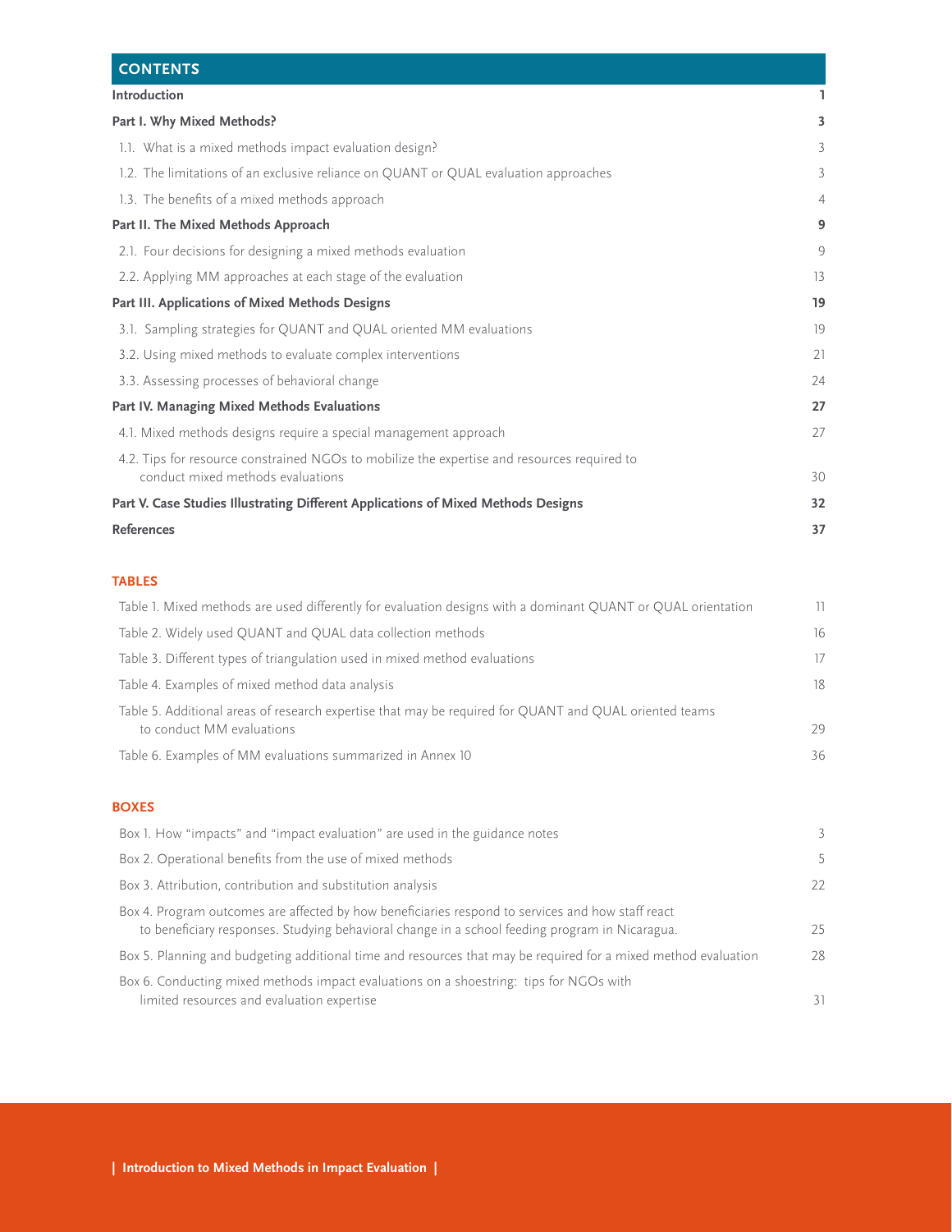## CONTENTS

| | |
|---|---|
| **Introduction** | **1** |
| **Part I. Why Mixed Methods?** | **3** |
| 1.1. What is a mixed methods impact evaluation design? | 3 |
| 1.2. The limitations of an exclusive reliance on QUANT or QUAL evaluation approaches | 3 |
| 1.3. The benefits of a mixed methods approach | 4 |
| **Part II. The Mixed Methods Approach** | **9** |
| 2.1. Four decisions for designing a mixed methods evaluation | 9 |
| 2.2. Applying MM approaches at each stage of the evaluation | 13 |
| **Part III. Applications of Mixed Methods Designs** | **19** |
| 3.1. Sampling strategies for QUANT and QUAL oriented MM evaluations | 19 |
| 3.2. Using mixed methods to evaluate complex interventions | 21 |
| 3.3. Assessing processes of behavioral change | 24 |
| **Part IV. Managing Mixed Methods Evaluations** | **27** |
| 4.1. Mixed methods designs require a special management approach | 27 |
| 4.2. Tips for resource constrained NGOs to mobilize the expertise and resources required to conduct mixed methods evaluations | 30 |
| **Part V. Case Studies Illustrating Different Applications of Mixed Methods Designs** | **32** |
| **References** | **37** |

### TABLES

| | |
|---|---|
| Table 1. Mixed methods are used differently for evaluation designs with a dominant QUANT or QUAL orientation | 11 |
| Table 2. Widely used QUANT and QUAL data collection methods | 16 |
| Table 3. Different types of triangulation used in mixed method evaluations | 17 |
| Table 4. Examples of mixed method data analysis | 18 |
| Table 5. Additional areas of research expertise that may be required for QUANT and QUAL oriented teams to conduct MM evaluations | 29 |
| Table 6. Examples of MM evaluations summarized in Annex 10 | 36 |

### BOXES

| | |
|---|---|
| Box 1. How "impacts" and "impact evaluation" are used in the guidance notes | 3 |
| Box 2. Operational benefits from the use of mixed methods | 5 |
| Box 3. Attribution, contribution and substitution analysis | 22 |
| Box 4. Program outcomes are affected by how beneficiaries respond to services and how staff react to beneficiary responses. Studying behavioral change in a school feeding program in Nicaragua. | 25 |
| Box 5. Planning and budgeting additional time and resources that may be required for a mixed method evaluation | 28 |
| Box 6. Conducting mixed methods impact evaluations on a shoestring: tips for NGOs with limited resources and evaluation expertise | 31 |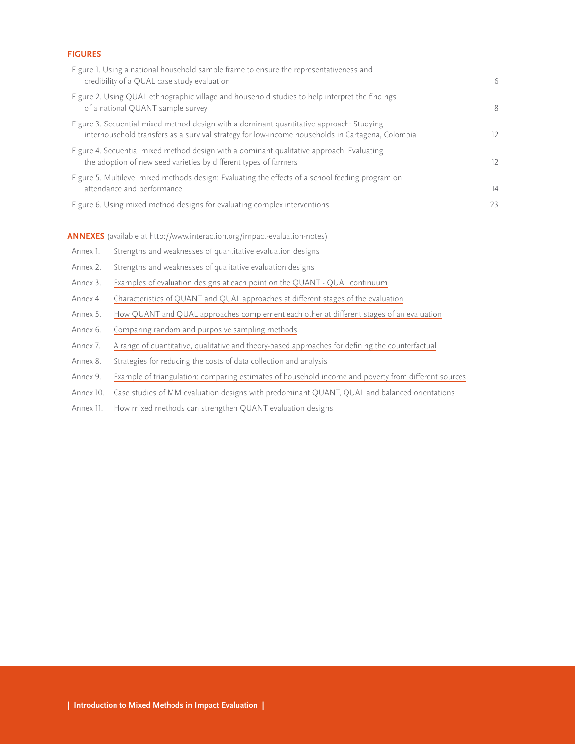### FIGURES

| | |
|---|---|
| Figure 1. Using a national household sample frame to ensure the representativeness and credibility of a QUAL case study evaluation | 6 |
| Figure 2. Using QUAL ethnographic village and household studies to help interpret the findings of a national QUANT sample survey | 8 |
| Figure 3. Sequential mixed method design with a dominant quantitative approach: Studying interhousehold transfers as a survival strategy for low-income households in Cartagena, Colombia | 12 |
| Figure 4. Sequential mixed method design with a dominant qualitative approach: Evaluating the adoption of new seed varieties by different types of farmers | 12 |
| Figure 5. Multilevel mixed methods design: Evaluating the effects of a school feeding program on attendance and performance | 14 |
| Figure 6. Using mixed method designs for evaluating complex interventions | 23 |

**ANNEXES** (available at http://www.interaction.org/impact-evaluation-notes)

- Annex 1. Strengths and weaknesses of quantitative evaluation designs
- Annex 2. Strengths and weaknesses of qualitative evaluation designs
- Annex 3. Examples of evaluation designs at each point on the QUANT - QUAL continuum
- Annex 4. Characteristics of QUANT and QUAL approaches at different stages of the evaluation
- Annex 5. How QUANT and QUAL approaches complement each other at different stages of an evaluation
- Annex 6. Comparing random and purposive sampling methods
- Annex 7. A range of quantitative, qualitative and theory-based approaches for defining the counterfactual
- Annex 8. Strategies for reducing the costs of data collection and analysis
- Annex 9. Example of triangulation: comparing estimates of household income and poverty from different sources
- Annex 10. Case studies of MM evaluation designs with predominant QUANT, QUAL and balanced orientations
- Annex 11. How mixed methods can strengthen QUANT evaluation designs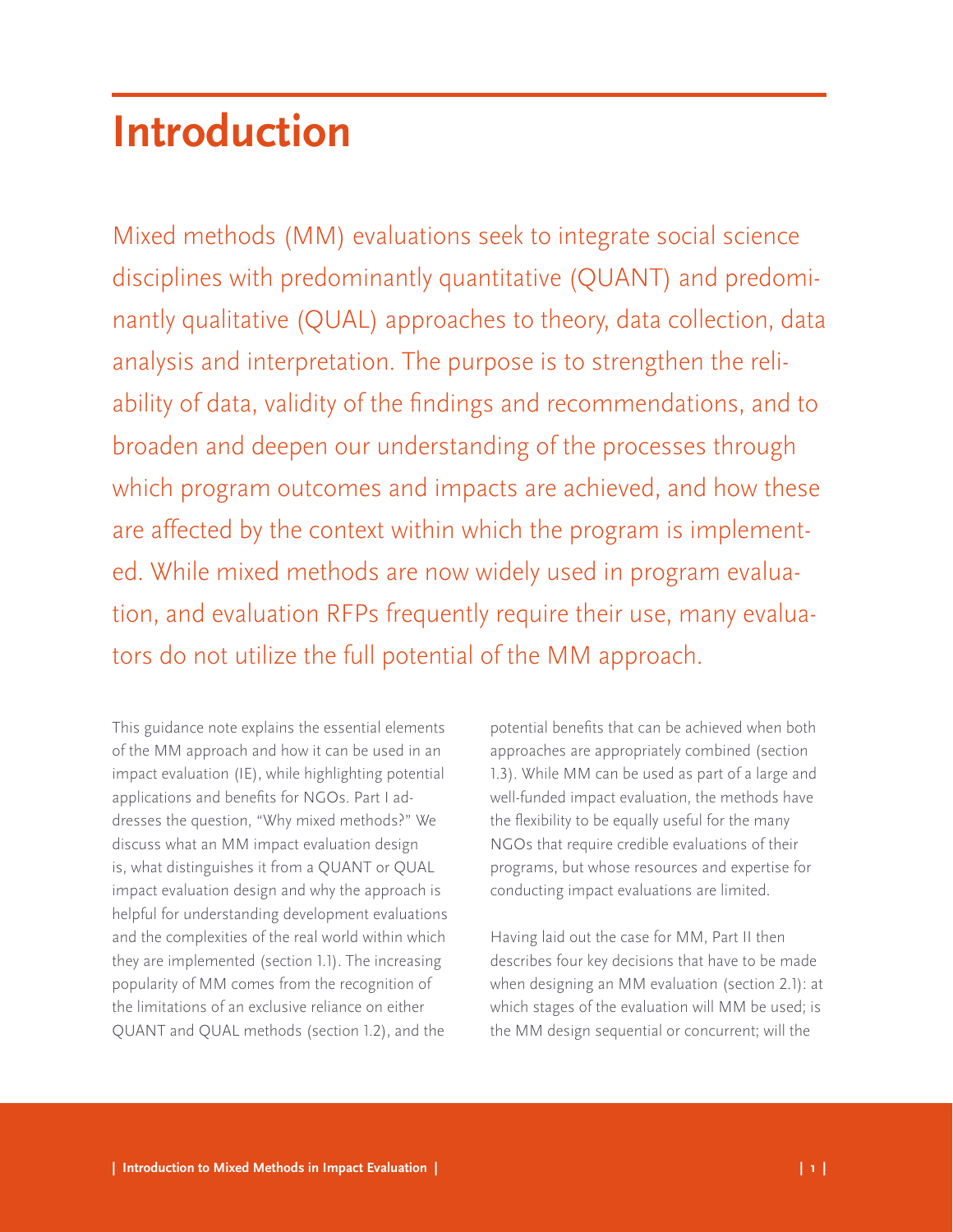# Introduction

Mixed methods (MM) evaluations seek to integrate social science disciplines with predominantly quantitative (QUANT) and predominantly qualitative (QUAL) approaches to theory, data collection, data analysis and interpretation. The purpose is to strengthen the reliability of data, validity of the findings and recommendations, and to broaden and deepen our understanding of the processes through which program outcomes and impacts are achieved, and how these are affected by the context within which the program is implemented. While mixed methods are now widely used in program evaluation, and evaluation RFPs frequently require their use, many evaluators do not utilize the full potential of the MM approach.

This guidance note explains the essential elements of the MM approach and how it can be used in an impact evaluation (IE), while highlighting potential applications and benefits for NGOs. Part I addresses the question, "Why mixed methods?" We discuss what an MM impact evaluation design is, what distinguishes it from a QUANT or QUAL impact evaluation design and why the approach is helpful for understanding development evaluations and the complexities of the real world within which they are implemented (section 1.1). The increasing popularity of MM comes from the recognition of the limitations of an exclusive reliance on either QUANT and QUAL methods (section 1.2), and the potential benefits that can be achieved when both approaches are appropriately combined (section 1.3). While MM can be used as part of a large and well-funded impact evaluation, the methods have the flexibility to be equally useful for the many NGOs that require credible evaluations of their programs, but whose resources and expertise for conducting impact evaluations are limited.

Having laid out the case for MM, Part II then describes four key decisions that have to be made when designing an MM evaluation (section 2.1): at which stages of the evaluation will MM be used; is the MM design sequential or concurrent; will the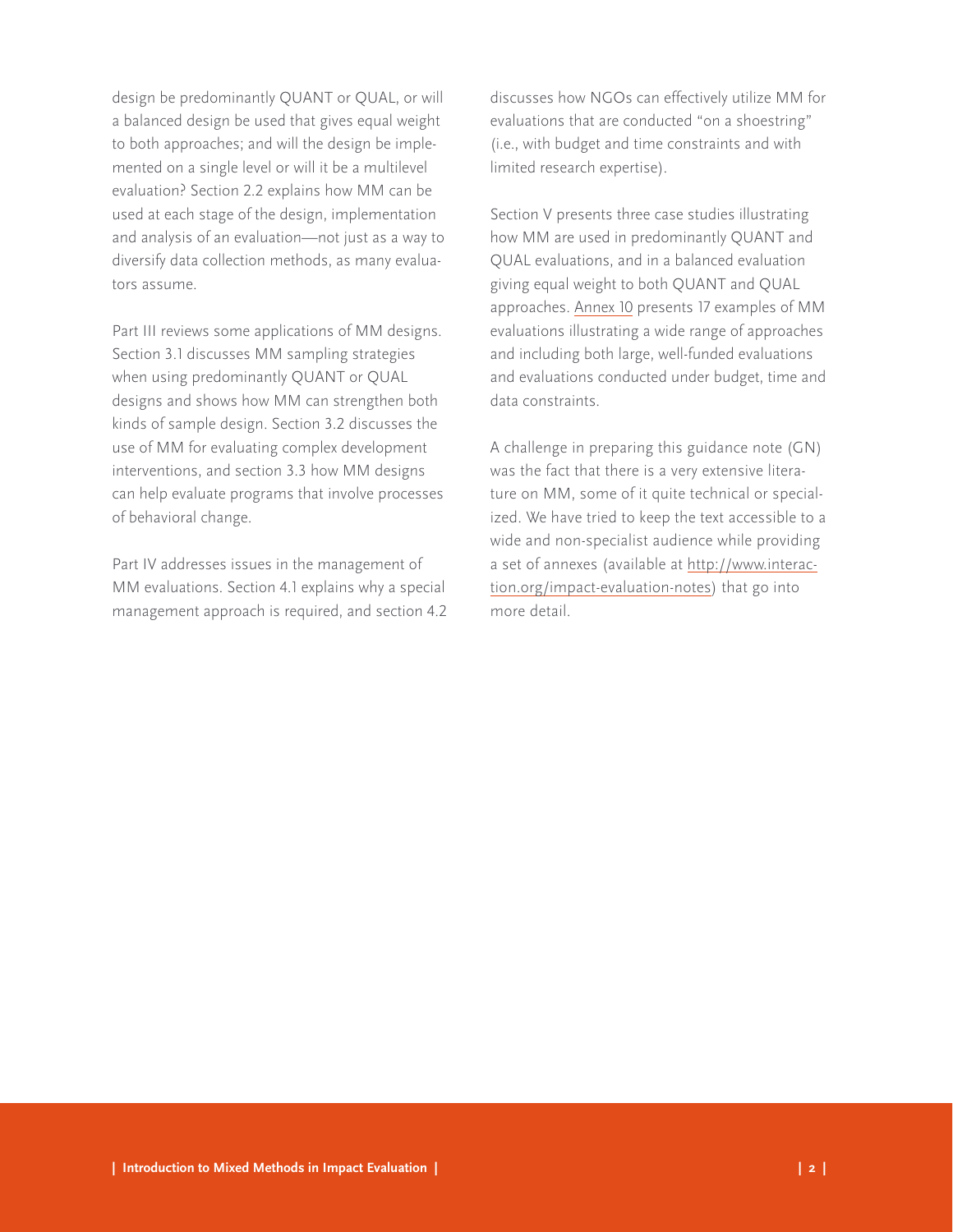design be predominantly QUANT or QUAL, or will a balanced design be used that gives equal weight to both approaches; and will the design be implemented on a single level or will it be a multilevel evaluation? Section 2.2 explains how MM can be used at each stage of the design, implementation and analysis of an evaluation—not just as a way to diversify data collection methods, as many evaluators assume.

Part III reviews some applications of MM designs. Section 3.1 discusses MM sampling strategies when using predominantly QUANT or QUAL designs and shows how MM can strengthen both kinds of sample design. Section 3.2 discusses the use of MM for evaluating complex development interventions, and section 3.3 how MM designs can help evaluate programs that involve processes of behavioral change.

Part IV addresses issues in the management of MM evaluations. Section 4.1 explains why a special management approach is required, and section 4.2 discusses how NGOs can effectively utilize MM for evaluations that are conducted "on a shoestring" (i.e., with budget and time constraints and with limited research expertise).

Section V presents three case studies illustrating how MM are used in predominantly QUANT and QUAL evaluations, and in a balanced evaluation giving equal weight to both QUANT and QUAL approaches. Annex 10 presents 17 examples of MM evaluations illustrating a wide range of approaches and including both large, well-funded evaluations and evaluations conducted under budget, time and data constraints.

A challenge in preparing this guidance note (GN) was the fact that there is a very extensive literature on MM, some of it quite technical or specialized. We have tried to keep the text accessible to a wide and non-specialist audience while providing a set of annexes (available at http://www.interaction.org/impact-evaluation-notes) that go into more detail.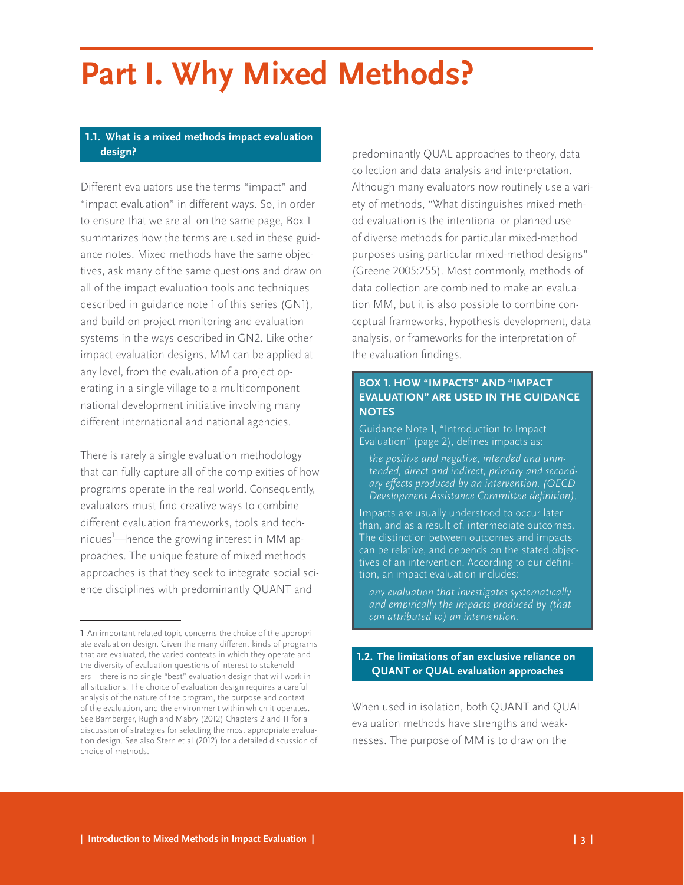# Part I. Why Mixed Methods?

## 1.1. What is a mixed methods impact evaluation design?

Different evaluators use the terms "impact" and "impact evaluation" in different ways. So, in order to ensure that we are all on the same page, Box 1 summarizes how the terms are used in these guidance notes. Mixed methods have the same objectives, ask many of the same questions and draw on all of the impact evaluation tools and techniques described in guidance note 1 of this series (GN1), and build on project monitoring and evaluation systems in the ways described in GN2. Like other impact evaluation designs, MM can be applied at any level, from the evaluation of a project operating in a single village to a multicomponent national development initiative involving many different international and national agencies.

There is rarely a single evaluation methodology that can fully capture all of the complexities of how programs operate in the real world. Consequently, evaluators must find creative ways to combine different evaluation frameworks, tools and techniques[1]—hence the growing interest in MM approaches. The unique feature of mixed methods approaches is that they seek to integrate social science disciplines with predominantly QUANT and predominantly QUAL approaches to theory, data collection and data analysis and interpretation. Although many evaluators now routinely use a variety of methods, "What distinguishes mixed-method evaluation is the intentional or planned use of diverse methods for particular mixed-method purposes using particular mixed-method designs" (Greene 2005:255). Most commonly, methods of data collection are combined to make an evaluation MM, but it is also possible to combine conceptual frameworks, hypothesis development, data analysis, or frameworks for the interpretation of the evaluation findings.

**BOX 1. HOW "IMPACTS" AND "IMPACT EVALUATION" ARE USED IN THE GUIDANCE NOTES**

Guidance Note 1, "Introduction to Impact Evaluation" (page 2), defines impacts as:

> *the positive and negative, intended and unintended, direct and indirect, primary and secondary effects produced by an intervention. (OECD Development Assistance Committee definition).*

Impacts are usually understood to occur later than, and as a result of, intermediate outcomes. The distinction between outcomes and impacts can be relative, and depends on the stated objectives of an intervention. According to our definition, an impact evaluation includes:

> *any evaluation that investigates systematically and empirically the impacts produced by (that can attributed to) an intervention.*

## 1.2. The limitations of an exclusive reliance on QUANT or QUAL evaluation approaches

When used in isolation, both QUANT and QUAL evaluation methods have strengths and weaknesses. The purpose of MM is to draw on the

---

[1] An important related topic concerns the choice of the appropriate evaluation design. Given the many different kinds of programs that are evaluated, the varied contexts in which they operate and the diversity of evaluation questions of interest to stakeholders—there is no single "best" evaluation design that will work in all situations. The choice of evaluation design requires a careful analysis of the nature of the program, the purpose and context of the evaluation, and the environment within which it operates. See Bamberger, Rugh and Mabry (2012) Chapters 2 and 11 for a discussion of strategies for selecting the most appropriate evaluation design. See also Stern et al (2012) for a detailed discussion of choice of methods.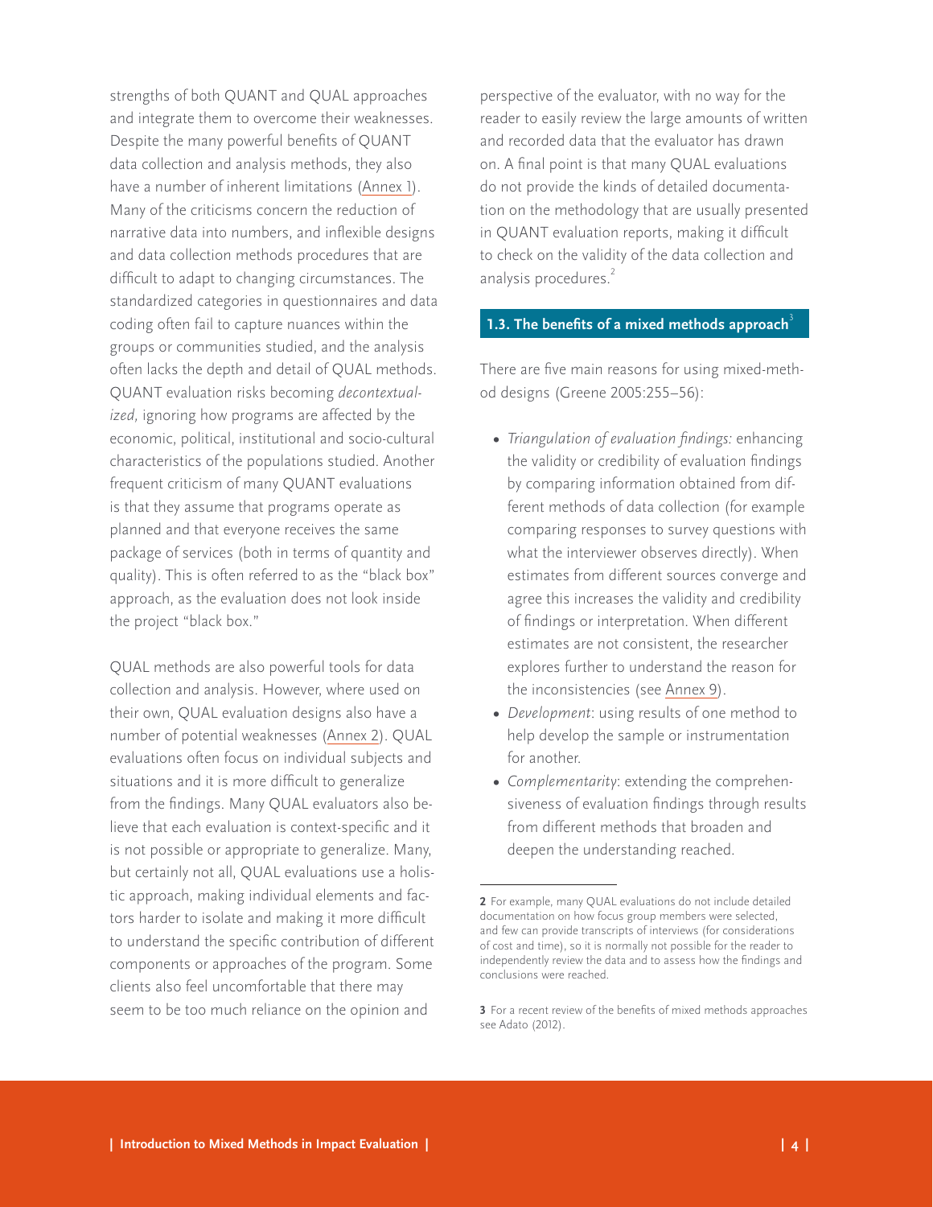strengths of both QUANT and QUAL approaches and integrate them to overcome their weaknesses. Despite the many powerful benefits of QUANT data collection and analysis methods, they also have a number of inherent limitations (Annex 1). Many of the criticisms concern the reduction of narrative data into numbers, and inflexible designs and data collection methods procedures that are difficult to adapt to changing circumstances. The standardized categories in questionnaires and data coding often fail to capture nuances within the groups or communities studied, and the analysis often lacks the depth and detail of QUAL methods. QUANT evaluation risks becoming *decontextualized,* ignoring how programs are affected by the economic, political, institutional and socio-cultural characteristics of the populations studied. Another frequent criticism of many QUANT evaluations is that they assume that programs operate as planned and that everyone receives the same package of services (both in terms of quantity and quality). This is often referred to as the "black box" approach, as the evaluation does not look inside the project "black box."

QUAL methods are also powerful tools for data collection and analysis. However, where used on their own, QUAL evaluation designs also have a number of potential weaknesses (Annex 2). QUAL evaluations often focus on individual subjects and situations and it is more difficult to generalize from the findings. Many QUAL evaluators also believe that each evaluation is context-specific and it is not possible or appropriate to generalize. Many, but certainly not all, QUAL evaluations use a holistic approach, making individual elements and factors harder to isolate and making it more difficult to understand the specific contribution of different components or approaches of the program. Some clients also feel uncomfortable that there may seem to be too much reliance on the opinion and perspective of the evaluator, with no way for the reader to easily review the large amounts of written and recorded data that the evaluator has drawn on. A final point is that many QUAL evaluations do not provide the kinds of detailed documentation on the methodology that are usually presented in QUANT evaluation reports, making it difficult to check on the validity of the data collection and analysis procedures.[2]

## 1.3. The benefits of a mixed methods approach[3]

There are five main reasons for using mixed-method designs (Greene 2005:255–56):

- *Triangulation of evaluation findings:* enhancing the validity or credibility of evaluation findings by comparing information obtained from different methods of data collection (for example comparing responses to survey questions with what the interviewer observes directly). When estimates from different sources converge and agree this increases the validity and credibility of findings or interpretation. When different estimates are not consistent, the researcher explores further to understand the reason for the inconsistencies (see Annex 9).
- *Development*: using results of one method to help develop the sample or instrumentation for another.
- *Complementarity*: extending the comprehensiveness of evaluation findings through results from different methods that broaden and deepen the understanding reached.

---

**2** For example, many QUAL evaluations do not include detailed documentation on how focus group members were selected, and few can provide transcripts of interviews (for considerations of cost and time), so it is normally not possible for the reader to independently review the data and to assess how the findings and conclusions were reached.

**3** For a recent review of the benefits of mixed methods approaches see Adato (2012).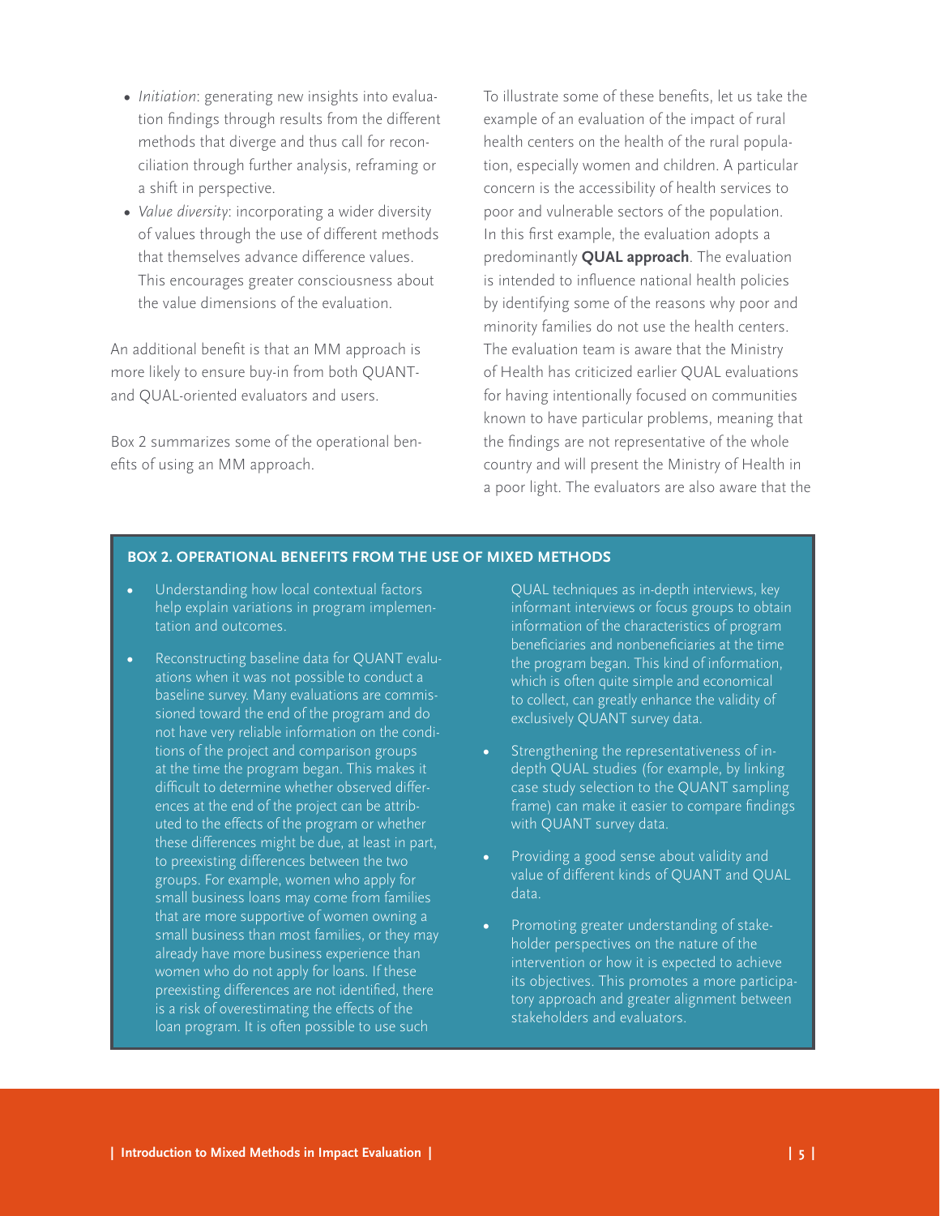- *Initiation*: generating new insights into evaluation findings through results from the different methods that diverge and thus call for reconciliation through further analysis, reframing or a shift in perspective.
- *Value diversity*: incorporating a wider diversity of values through the use of different methods that themselves advance difference values. This encourages greater consciousness about the value dimensions of the evaluation.

An additional benefit is that an MM approach is more likely to ensure buy-in from both QUANT- and QUAL-oriented evaluators and users.

Box 2 summarizes some of the operational benefits of using an MM approach.

To illustrate some of these benefits, let us take the example of an evaluation of the impact of rural health centers on the health of the rural population, especially women and children. A particular concern is the accessibility of health services to poor and vulnerable sectors of the population. In this first example, the evaluation adopts a predominantly **QUAL approach**. The evaluation is intended to influence national health policies by identifying some of the reasons why poor and minority families do not use the health centers. The evaluation team is aware that the Ministry of Health has criticized earlier QUAL evaluations for having intentionally focused on communities known to have particular problems, meaning that the findings are not representative of the whole country and will present the Ministry of Health in a poor light. The evaluators are also aware that the

### BOX 2. OPERATIONAL BENEFITS FROM THE USE OF MIXED METHODS

- Understanding how local contextual factors help explain variations in program implementation and outcomes.
- Reconstructing baseline data for QUANT evaluations when it was not possible to conduct a baseline survey. Many evaluations are commissioned toward the end of the program and do not have very reliable information on the conditions of the project and comparison groups at the time the program began. This makes it difficult to determine whether observed differences at the end of the project can be attributed to the effects of the program or whether these differences might be due, at least in part, to preexisting differences between the two groups. For example, women who apply for small business loans may come from families that are more supportive of women owning a small business than most families, or they may already have more business experience than women who do not apply for loans. If these preexisting differences are not identified, there is a risk of overestimating the effects of the loan program. It is often possible to use such QUAL techniques as in-depth interviews, key informant interviews or focus groups to obtain information of the characteristics of program beneficiaries and nonbeneficiaries at the time the program began. This kind of information, which is often quite simple and economical to collect, can greatly enhance the validity of exclusively QUANT survey data.
- Strengthening the representativeness of in-depth QUAL studies (for example, by linking case study selection to the QUANT sampling frame) can make it easier to compare findings with QUANT survey data.
- Providing a good sense about validity and value of different kinds of QUANT and QUAL data.
- Promoting greater understanding of stakeholder perspectives on the nature of the intervention or how it is expected to achieve its objectives. This promotes a more participatory approach and greater alignment between stakeholders and evaluators.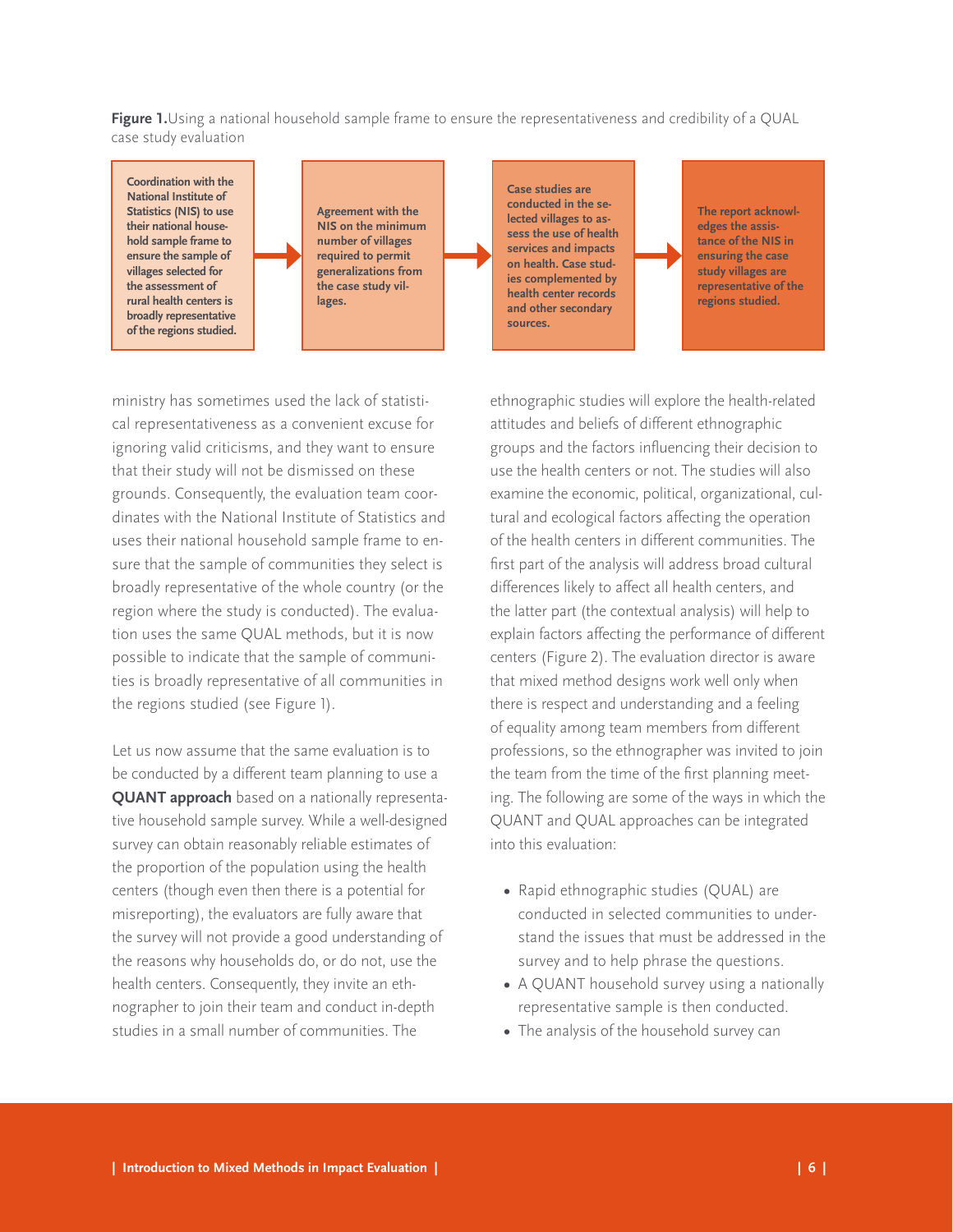**Figure 1.** Using a national household sample frame to ensure the representativeness and credibility of a QUAL case study evaluation

**Coordination with the National Institute of Statistics (NIS) to use their national household sample frame to ensure the sample of villages selected for the assessment of rural health centers is broadly representative of the regions studied.** → **Agreement with the NIS on the minimum number of villages required to permit generalizations from the case study villages.** → **Case studies are conducted in the selected villages to assess the use of health services and impacts on health. Case studies complemented by health center records and other secondary sources.** → **The report acknowledges the assistance of the NIS in ensuring the case study villages are representative of the regions studied.**

ministry has sometimes used the lack of statistical representativeness as a convenient excuse for ignoring valid criticisms, and they want to ensure that their study will not be dismissed on these grounds. Consequently, the evaluation team coordinates with the National Institute of Statistics and uses their national household sample frame to ensure that the sample of communities they select is broadly representative of the whole country (or the region where the study is conducted). The evaluation uses the same QUAL methods, but it is now possible to indicate that the sample of communities is broadly representative of all communities in the regions studied (see Figure 1).

Let us now assume that the same evaluation is to be conducted by a different team planning to use a **QUANT approach** based on a nationally representative household sample survey. While a well-designed survey can obtain reasonably reliable estimates of the proportion of the population using the health centers (though even then there is a potential for misreporting), the evaluators are fully aware that the survey will not provide a good understanding of the reasons why households do, or do not, use the health centers. Consequently, they invite an ethnographer to join their team and conduct in-depth studies in a small number of communities. The ethnographic studies will explore the health-related attitudes and beliefs of different ethnographic groups and the factors influencing their decision to use the health centers or not. The studies will also examine the economic, political, organizational, cultural and ecological factors affecting the operation of the health centers in different communities. The first part of the analysis will address broad cultural differences likely to affect all health centers, and the latter part (the contextual analysis) will help to explain factors affecting the performance of different centers (Figure 2). The evaluation director is aware that mixed method designs work well only when there is respect and understanding and a feeling of equality among team members from different professions, so the ethnographer was invited to join the team from the time of the first planning meeting. The following are some of the ways in which the QUANT and QUAL approaches can be integrated into this evaluation:

- Rapid ethnographic studies (QUAL) are conducted in selected communities to understand the issues that must be addressed in the survey and to help phrase the questions.
- A QUANT household survey using a nationally representative sample is then conducted.
- The analysis of the household survey can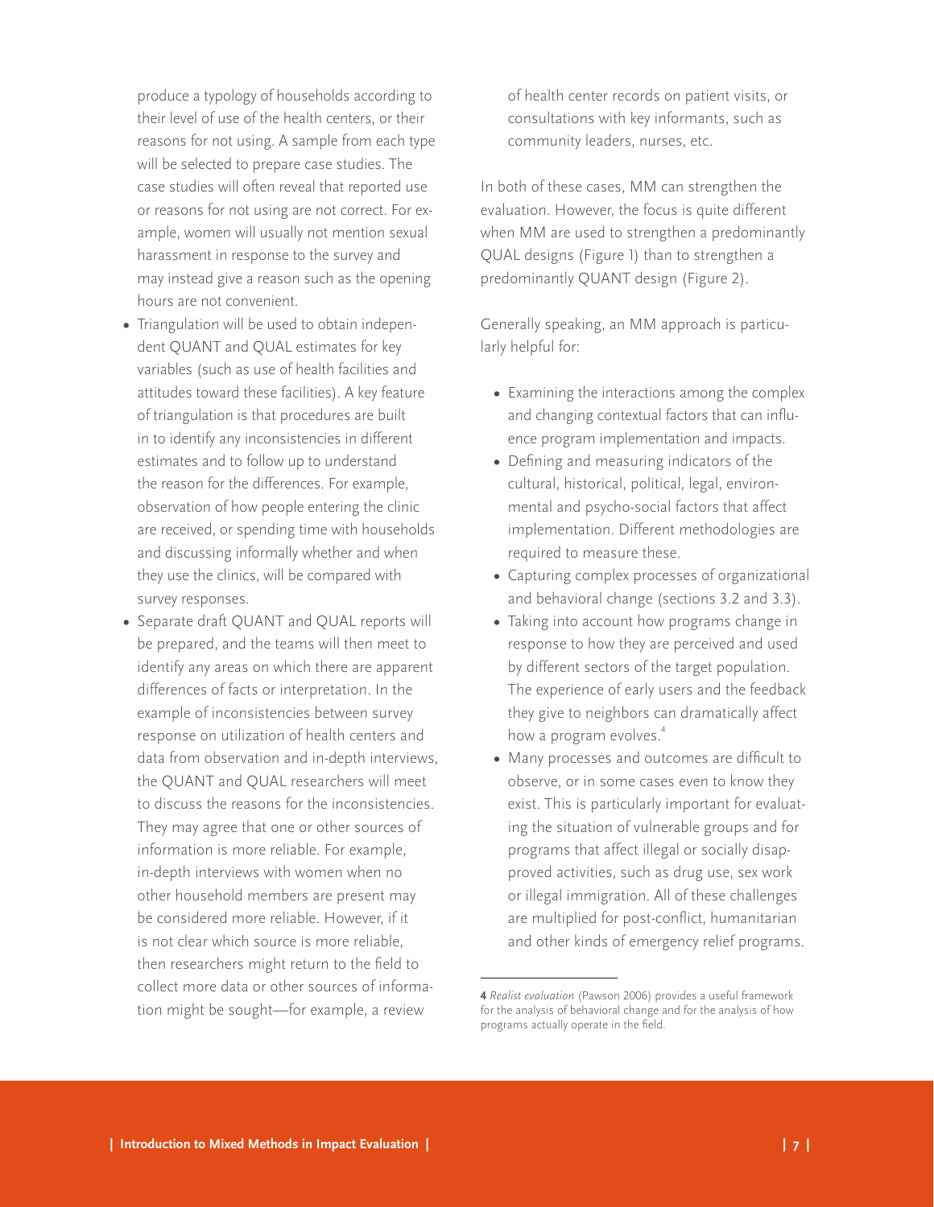produce a typology of households according to their level of use of the health centers, or their reasons for not using. A sample from each type will be selected to prepare case studies. The case studies will often reveal that reported use or reasons for not using are not correct. For example, women will usually not mention sexual harassment in response to the survey and may instead give a reason such as the opening hours are not convenient.

- Triangulation will be used to obtain independent QUANT and QUAL estimates for key variables (such as use of health facilities and attitudes toward these facilities). A key feature of triangulation is that procedures are built in to identify any inconsistencies in different estimates and to follow up to understand the reason for the differences. For example, observation of how people entering the clinic are received, or spending time with households and discussing informally whether and when they use the clinics, will be compared with survey responses.
- Separate draft QUANT and QUAL reports will be prepared, and the teams will then meet to identify any areas on which there are apparent differences of facts or interpretation. In the example of inconsistencies between survey response on utilization of health centers and data from observation and in-depth interviews, the QUANT and QUAL researchers will meet to discuss the reasons for the inconsistencies. They may agree that one or other sources of information is more reliable. For example, in-depth interviews with women when no other household members are present may be considered more reliable. However, if it is not clear which source is more reliable, then researchers might return to the field to collect more data or other sources of information might be sought—for example, a review of health center records on patient visits, or consultations with key informants, such as community leaders, nurses, etc.

In both of these cases, MM can strengthen the evaluation. However, the focus is quite different when MM are used to strengthen a predominantly QUAL designs (Figure 1) than to strengthen a predominantly QUANT design (Figure 2).

Generally speaking, an MM approach is particularly helpful for:

- Examining the interactions among the complex and changing contextual factors that can influence program implementation and impacts.
- Defining and measuring indicators of the cultural, historical, political, legal, environmental and psycho-social factors that affect implementation. Different methodologies are required to measure these.
- Capturing complex processes of organizational and behavioral change (sections 3.2 and 3.3).
- Taking into account how programs change in response to how they are perceived and used by different sectors of the target population. The experience of early users and the feedback they give to neighbors can dramatically affect how a program evolves.[4]
- Many processes and outcomes are difficult to observe, or in some cases even to know they exist. This is particularly important for evaluating the situation of vulnerable groups and for programs that affect illegal or socially disapproved activities, such as drug use, sex work or illegal immigration. All of these challenges are multiplied for post-conflict, humanitarian and other kinds of emergency relief programs.

---

**4** *Realist evaluation* (Pawson 2006) provides a useful framework for the analysis of behavioral change and for the analysis of how programs actually operate in the field.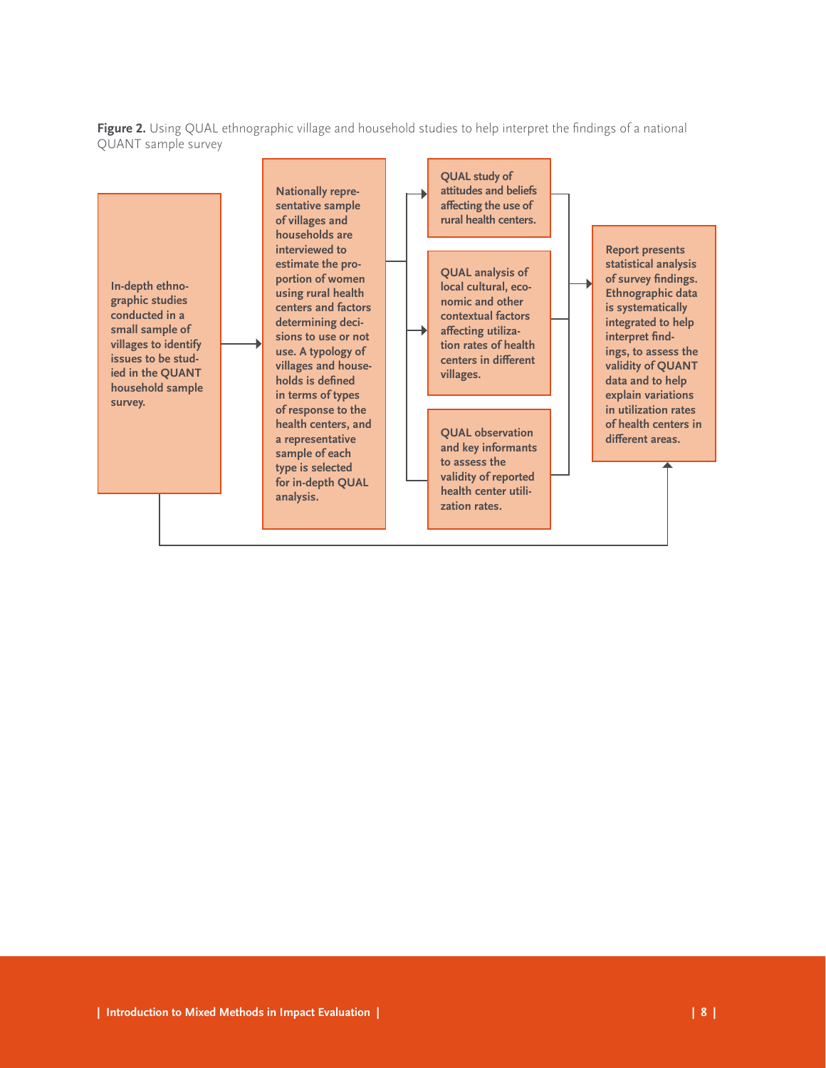**Figure 2.** Using QUAL ethnographic village and household studies to help interpret the findings of a national QUANT sample survey

In-depth ethnographic studies conducted in a small sample of villages to identify issues to be studied in the QUANT household sample survey.

Nationally representative sample of villages and households are interviewed to estimate the proportion of women using rural health centers and factors determining decisions to use or not use. A typology of villages and households is defined in terms of types of response to the health centers, and a representative sample of each type is selected for in-depth QUAL analysis.

QUAL study of attitudes and beliefs affecting the use of rural health centers.

QUAL analysis of local cultural, economic and other contextual factors affecting utilization rates of health centers in different villages.

QUAL observation and key informants to assess the validity of reported health center utilization rates.

Report presents statistical analysis of survey findings. Ethnographic data is systematically integrated to help interpret findings, to assess the validity of QUANT data and to help explain variations in utilization rates of health centers in different areas.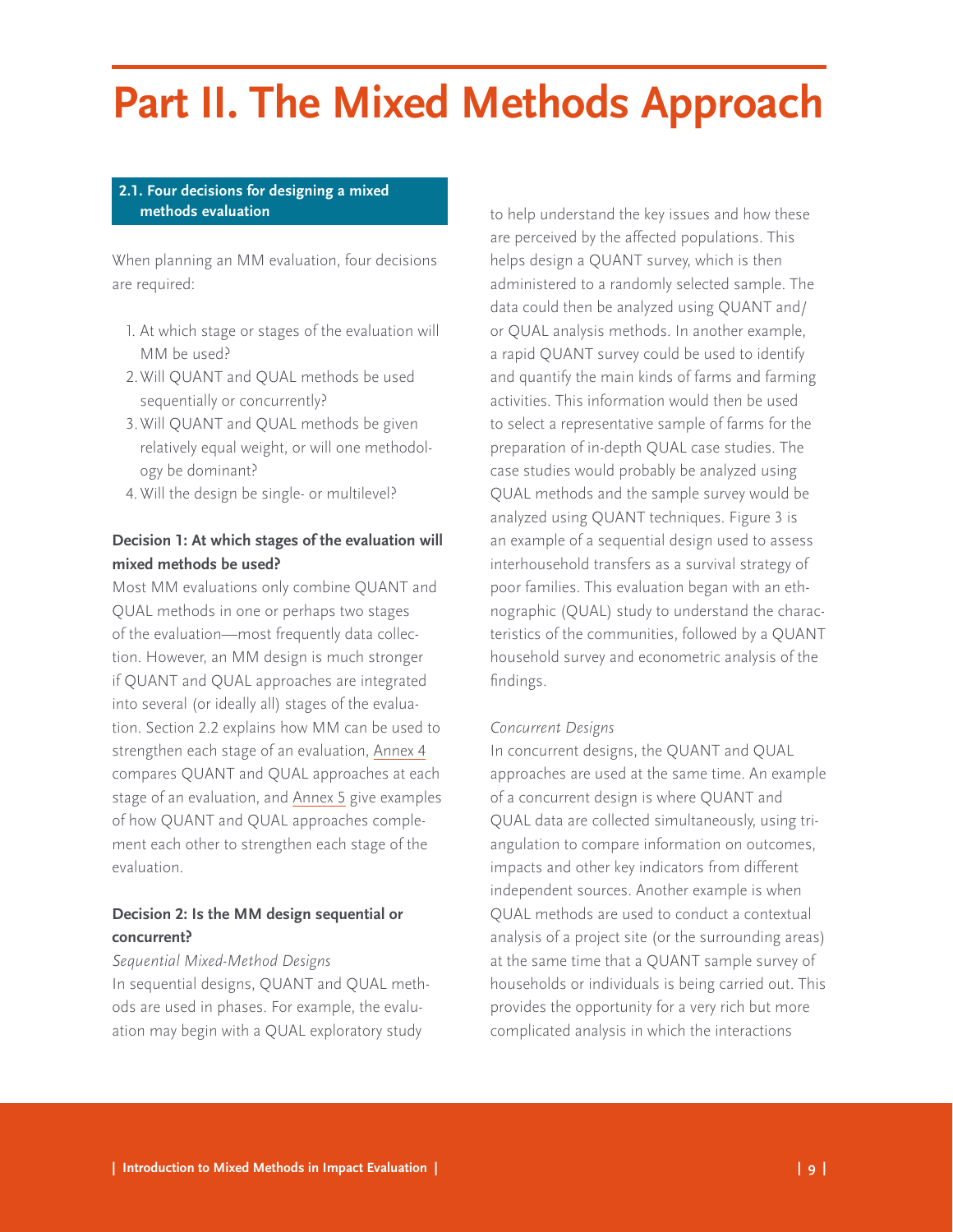# Part II. The Mixed Methods Approach

## 2.1. Four decisions for designing a mixed methods evaluation

When planning an MM evaluation, four decisions are required:

1. At which stage or stages of the evaluation will MM be used?
2. Will QUANT and QUAL methods be used sequentially or concurrently?
3. Will QUANT and QUAL methods be given relatively equal weight, or will one methodology be dominant?
4. Will the design be single- or multilevel?

### Decision 1: At which stages of the evaluation will mixed methods be used?

Most MM evaluations only combine QUANT and QUAL methods in one or perhaps two stages of the evaluation—most frequently data collection. However, an MM design is much stronger if QUANT and QUAL approaches are integrated into several (or ideally all) stages of the evaluation. Section 2.2 explains how MM can be used to strengthen each stage of an evaluation, Annex 4 compares QUANT and QUAL approaches at each stage of an evaluation, and Annex 5 give examples of how QUANT and QUAL approaches complement each other to strengthen each stage of the evaluation.

### Decision 2: Is the MM design sequential or concurrent?

*Sequential Mixed-Method Designs*

In sequential designs, QUANT and QUAL methods are used in phases. For example, the evaluation may begin with a QUAL exploratory study to help understand the key issues and how these are perceived by the affected populations. This helps design a QUANT survey, which is then administered to a randomly selected sample. The data could then be analyzed using QUANT and/or QUAL analysis methods. In another example, a rapid QUANT survey could be used to identify and quantify the main kinds of farms and farming activities. This information would then be used to select a representative sample of farms for the preparation of in-depth QUAL case studies. The case studies would probably be analyzed using QUAL methods and the sample survey would be analyzed using QUANT techniques. Figure 3 is an example of a sequential design used to assess interhousehold transfers as a survival strategy of poor families. This evaluation began with an ethnographic (QUAL) study to understand the characteristics of the communities, followed by a QUANT household survey and econometric analysis of the findings.

*Concurrent Designs*

In concurrent designs, the QUANT and QUAL approaches are used at the same time. An example of a concurrent design is where QUANT and QUAL data are collected simultaneously, using triangulation to compare information on outcomes, impacts and other key indicators from different independent sources. Another example is when QUAL methods are used to conduct a contextual analysis of a project site (or the surrounding areas) at the same time that a QUANT sample survey of households or individuals is being carried out. This provides the opportunity for a very rich but more complicated analysis in which the interactions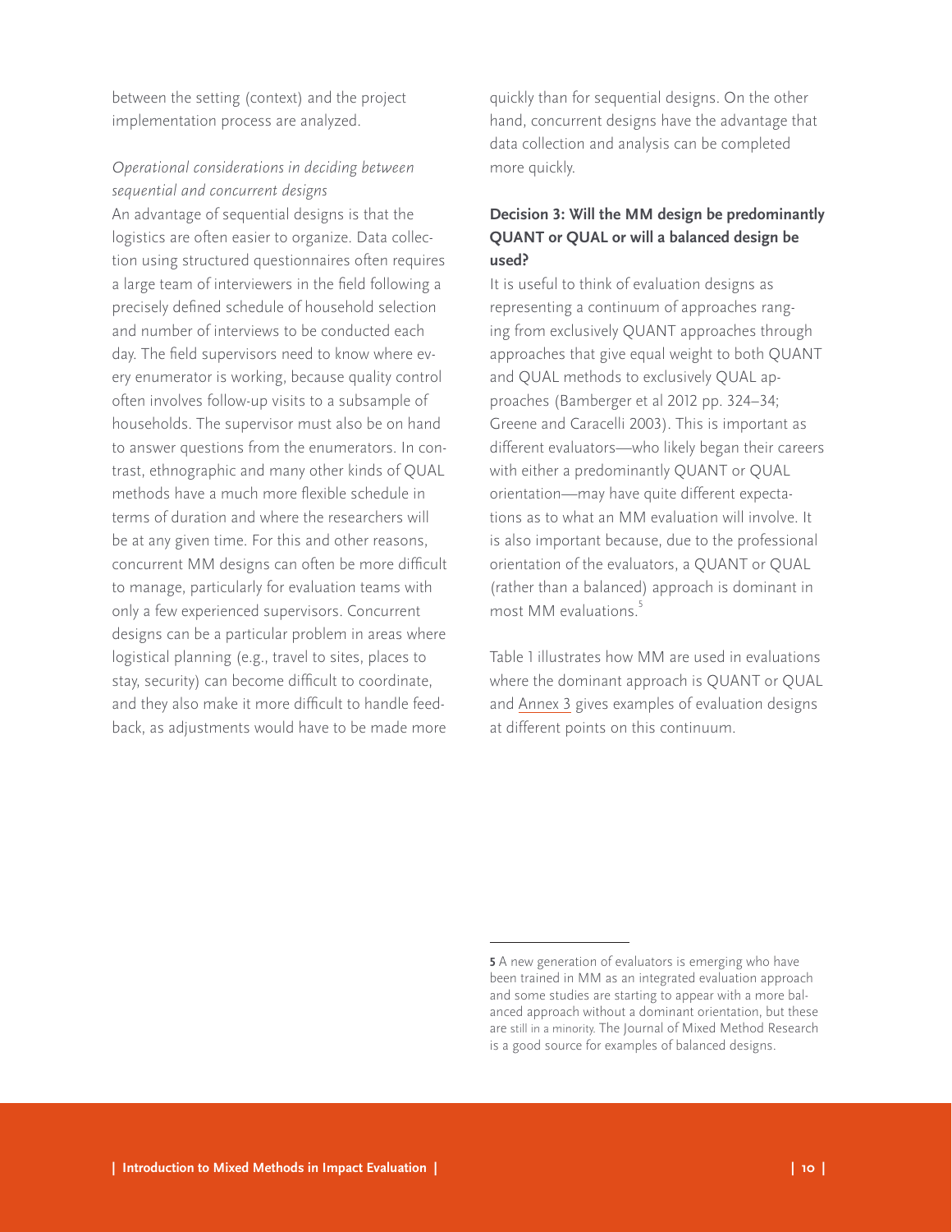between the setting (context) and the project implementation process are analyzed.

*Operational considerations in deciding between sequential and concurrent designs*

An advantage of sequential designs is that the logistics are often easier to organize. Data collection using structured questionnaires often requires a large team of interviewers in the field following a precisely defined schedule of household selection and number of interviews to be conducted each day. The field supervisors need to know where every enumerator is working, because quality control often involves follow-up visits to a subsample of households. The supervisor must also be on hand to answer questions from the enumerators. In contrast, ethnographic and many other kinds of QUAL methods have a much more flexible schedule in terms of duration and where the researchers will be at any given time. For this and other reasons, concurrent MM designs can often be more difficult to manage, particularly for evaluation teams with only a few experienced supervisors. Concurrent designs can be a particular problem in areas where logistical planning (e.g., travel to sites, places to stay, security) can become difficult to coordinate, and they also make it more difficult to handle feedback, as adjustments would have to be made more quickly than for sequential designs. On the other hand, concurrent designs have the advantage that data collection and analysis can be completed more quickly.

**Decision 3: Will the MM design be predominantly QUANT or QUAL or will a balanced design be used?**

It is useful to think of evaluation designs as representing a continuum of approaches ranging from exclusively QUANT approaches through approaches that give equal weight to both QUANT and QUAL methods to exclusively QUAL approaches (Bamberger et al 2012 pp. 324–34; Greene and Caracelli 2003). This is important as different evaluators—who likely began their careers with either a predominantly QUANT or QUAL orientation—may have quite different expectations as to what an MM evaluation will involve. It is also important because, due to the professional orientation of the evaluators, a QUANT or QUAL (rather than a balanced) approach is dominant in most MM evaluations.[5]

Table 1 illustrates how MM are used in evaluations where the dominant approach is QUANT or QUAL and Annex 3 gives examples of evaluation designs at different points on this continuum.

---

**5** A new generation of evaluators is emerging who have been trained in MM as an integrated evaluation approach and some studies are starting to appear with a more balanced approach without a dominant orientation, but these are still in a minority. The Journal of Mixed Method Research is a good source for examples of balanced designs.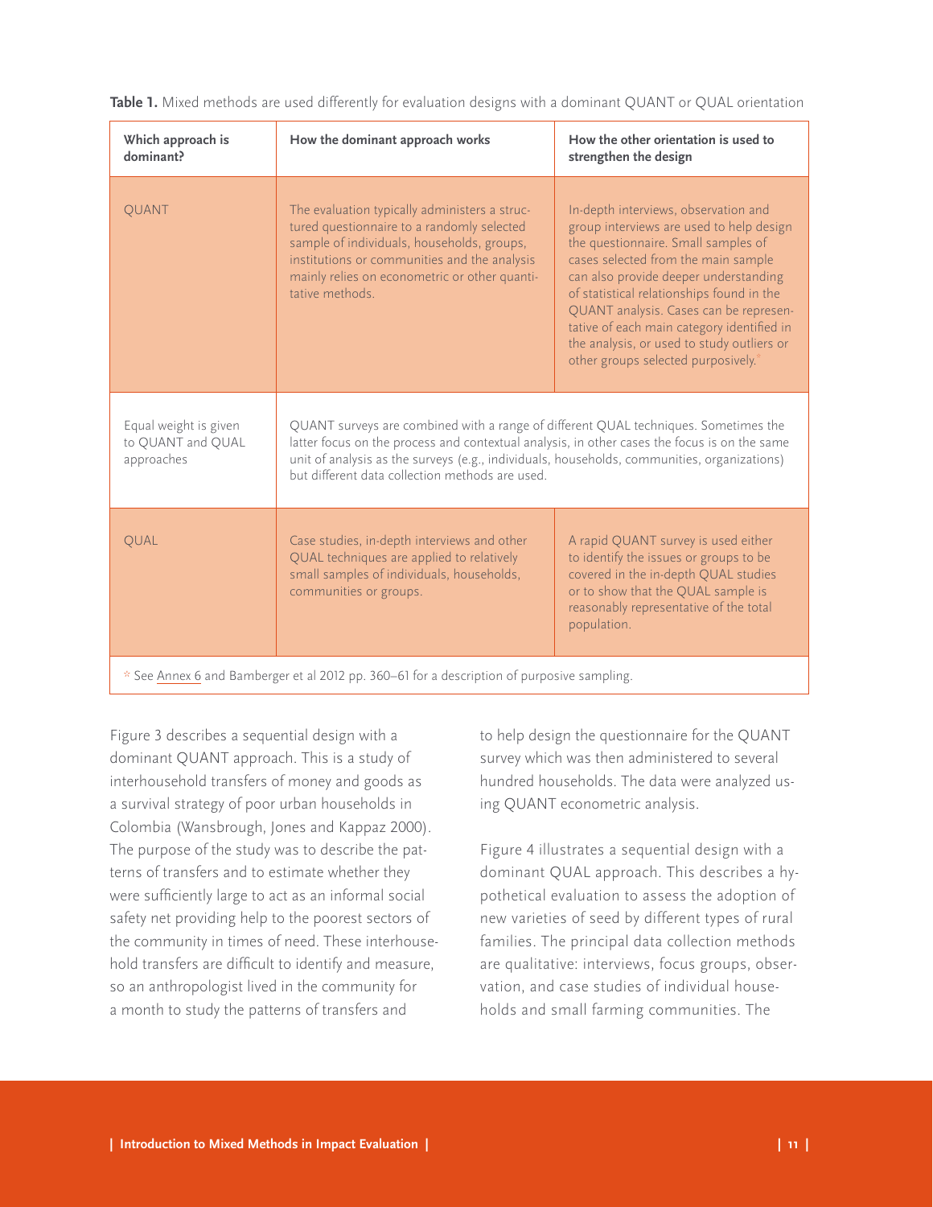**Table 1.** Mixed methods are used differently for evaluation designs with a dominant QUANT or QUAL orientation

| Which approach is dominant? | How the dominant approach works | How the other orientation is used to strengthen the design |
|---|---|---|
| QUANT | The evaluation typically administers a structured questionnaire to a randomly selected sample of individuals, households, groups, institutions or communities and the analysis mainly relies on econometric or other quantitative methods. | In-depth interviews, observation and group interviews are used to help design the questionnaire. Small samples of cases selected from the main sample can also provide deeper understanding of statistical relationships found in the QUANT analysis. Cases can be representative of each main category identified in the analysis, or used to study outliers or other groups selected purposively.* |
| Equal weight is given to QUANT and QUAL approaches | QUANT surveys are combined with a range of different QUAL techniques. Sometimes the latter focus on the process and contextual analysis, in other cases the focus is on the same unit of analysis as the surveys (e.g., individuals, households, communities, organizations) but different data collection methods are used. | |
| QUAL | Case studies, in-depth interviews and other QUAL techniques are applied to relatively small samples of individuals, households, communities or groups. | A rapid QUANT survey is used either to identify the issues or groups to be covered in the in-depth QUAL studies or to show that the QUAL sample is reasonably representative of the total population. |

* See Annex 6 and Bamberger et al 2012 pp. 360–61 for a description of purposive sampling.

Figure 3 describes a sequential design with a dominant QUANT approach. This is a study of interhousehold transfers of money and goods as a survival strategy of poor urban households in Colombia (Wansbrough, Jones and Kappaz 2000). The purpose of the study was to describe the patterns of transfers and to estimate whether they were sufficiently large to act as an informal social safety net providing help to the poorest sectors of the community in times of need. These interhousehold transfers are difficult to identify and measure, so an anthropologist lived in the community for a month to study the patterns of transfers and to help design the questionnaire for the QUANT survey which was then administered to several hundred households. The data were analyzed using QUANT econometric analysis.

Figure 4 illustrates a sequential design with a dominant QUAL approach. This describes a hypothetical evaluation to assess the adoption of new varieties of seed by different types of rural families. The principal data collection methods are qualitative: interviews, focus groups, observation, and case studies of individual households and small farming communities. The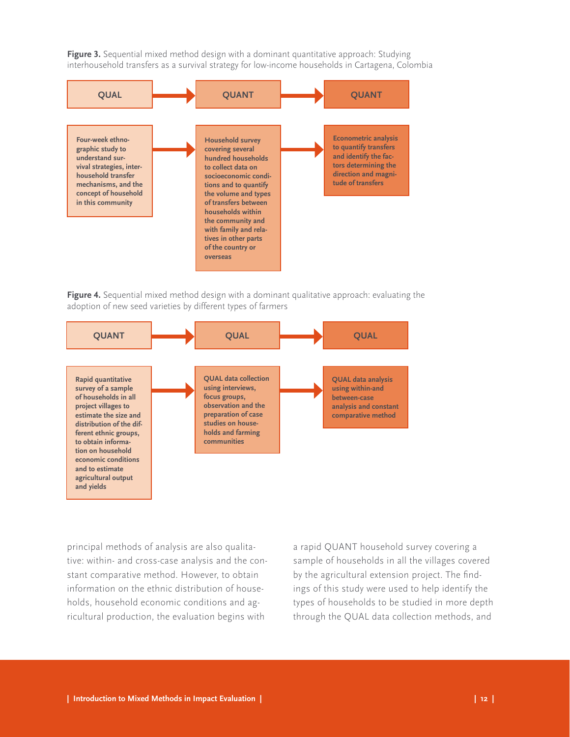**Figure 3.** Sequential mixed method design with a dominant quantitative approach: Studying interhousehold transfers as a survival strategy for low-income households in Cartagena, Colombia

| QUAL | → | QUANT | → | QUANT |
|---|---|---|---|---|
| Four-week ethnographic study to understand survival strategies, interhousehold transfer mechanisms, and the concept of household in this community | → | Household survey covering several hundred households to collect data on socioeconomic conditions and to quantify the volume and types of transfers between households within the community and with family and relatives in other parts of the country or overseas | → | Econometric analysis to quantify transfers and identify the factors determining the direction and magnitude of transfers |

**Figure 4.** Sequential mixed method design with a dominant qualitative approach: evaluating the adoption of new seed varieties by different types of farmers

| QUANT | → | QUAL | → | QUAL |
|---|---|---|---|---|
| Rapid quantitative survey of a sample of households in all project villages to estimate the size and distribution of the different ethnic groups, to obtain information on household economic conditions and to estimate agricultural output and yields | → | QUAL data collection using interviews, focus groups, observation and the preparation of case studies on households and farming communities | → | QUAL data analysis using within-and between-case analysis and constant comparative method |

principal methods of analysis are also qualitative: within- and cross-case analysis and the constant comparative method. However, to obtain information on the ethnic distribution of households, household economic conditions and agricultural production, the evaluation begins with a rapid QUANT household survey covering a sample of households in all the villages covered by the agricultural extension project. The findings of this study were used to help identify the types of households to be studied in more depth through the QUAL data collection methods, and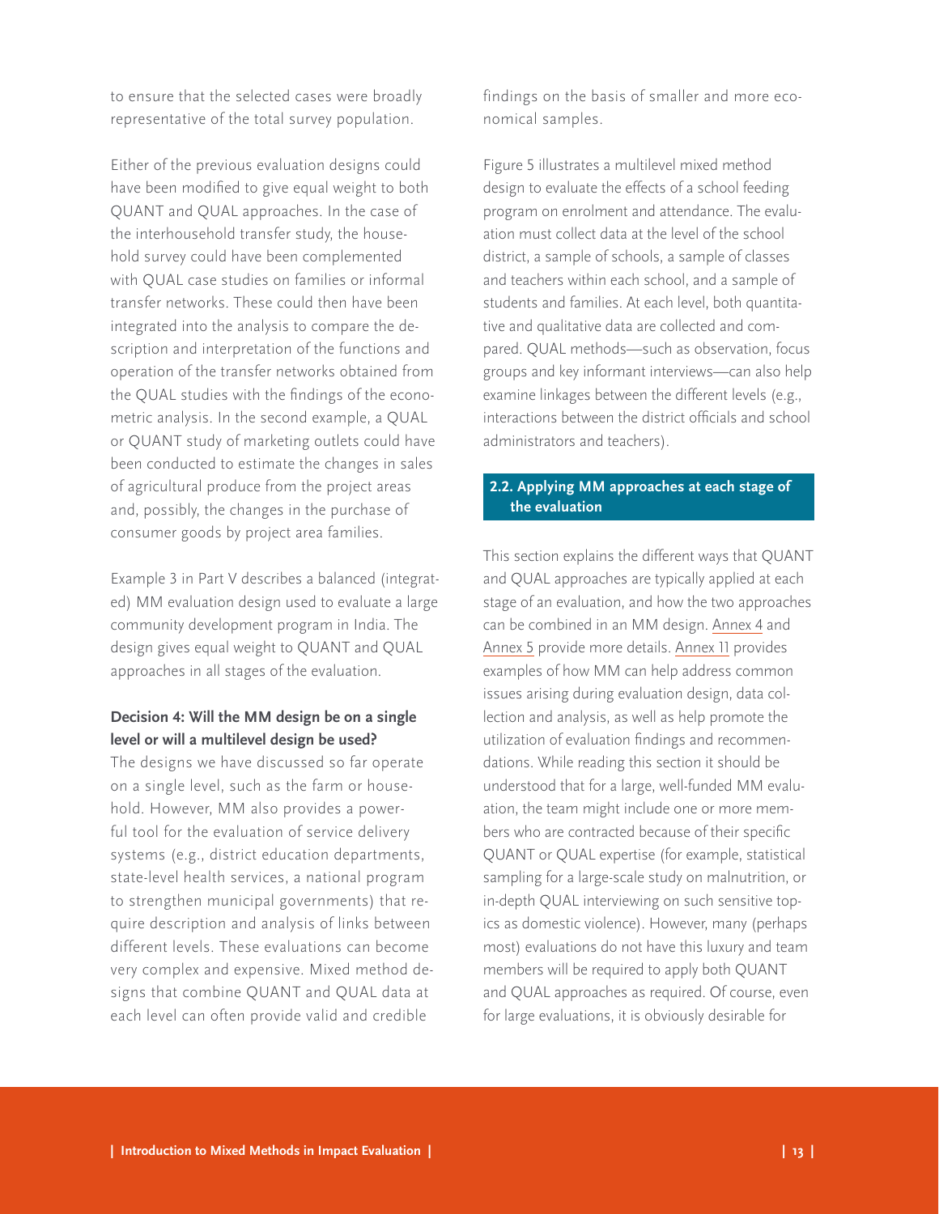to ensure that the selected cases were broadly representative of the total survey population.

Either of the previous evaluation designs could have been modified to give equal weight to both QUANT and QUAL approaches. In the case of the interhousehold transfer study, the household survey could have been complemented with QUAL case studies on families or informal transfer networks. These could then have been integrated into the analysis to compare the description and interpretation of the functions and operation of the transfer networks obtained from the QUAL studies with the findings of the econometric analysis. In the second example, a QUAL or QUANT study of marketing outlets could have been conducted to estimate the changes in sales of agricultural produce from the project areas and, possibly, the changes in the purchase of consumer goods by project area families.

Example 3 in Part V describes a balanced (integrated) MM evaluation design used to evaluate a large community development program in India. The design gives equal weight to QUANT and QUAL approaches in all stages of the evaluation.

**Decision 4: Will the MM design be on a single level or will a multilevel design be used?**

The designs we have discussed so far operate on a single level, such as the farm or household. However, MM also provides a powerful tool for the evaluation of service delivery systems (e.g., district education departments, state-level health services, a national program to strengthen municipal governments) that require description and analysis of links between different levels. These evaluations can become very complex and expensive. Mixed method designs that combine QUANT and QUAL data at each level can often provide valid and credible findings on the basis of smaller and more economical samples.

Figure 5 illustrates a multilevel mixed method design to evaluate the effects of a school feeding program on enrolment and attendance. The evaluation must collect data at the level of the school district, a sample of schools, a sample of classes and teachers within each school, and a sample of students and families. At each level, both quantitative and qualitative data are collected and compared. QUAL methods—such as observation, focus groups and key informant interviews—can also help examine linkages between the different levels (e.g., interactions between the district officials and school administrators and teachers).

## 2.2. Applying MM approaches at each stage of the evaluation

This section explains the different ways that QUANT and QUAL approaches are typically applied at each stage of an evaluation, and how the two approaches can be combined in an MM design. Annex 4 and Annex 5 provide more details. Annex 11 provides examples of how MM can help address common issues arising during evaluation design, data collection and analysis, as well as help promote the utilization of evaluation findings and recommendations. While reading this section it should be understood that for a large, well-funded MM evaluation, the team might include one or more members who are contracted because of their specific QUANT or QUAL expertise (for example, statistical sampling for a large-scale study on malnutrition, or in-depth QUAL interviewing on such sensitive topics as domestic violence). However, many (perhaps most) evaluations do not have this luxury and team members will be required to apply both QUANT and QUAL approaches as required. Of course, even for large evaluations, it is obviously desirable for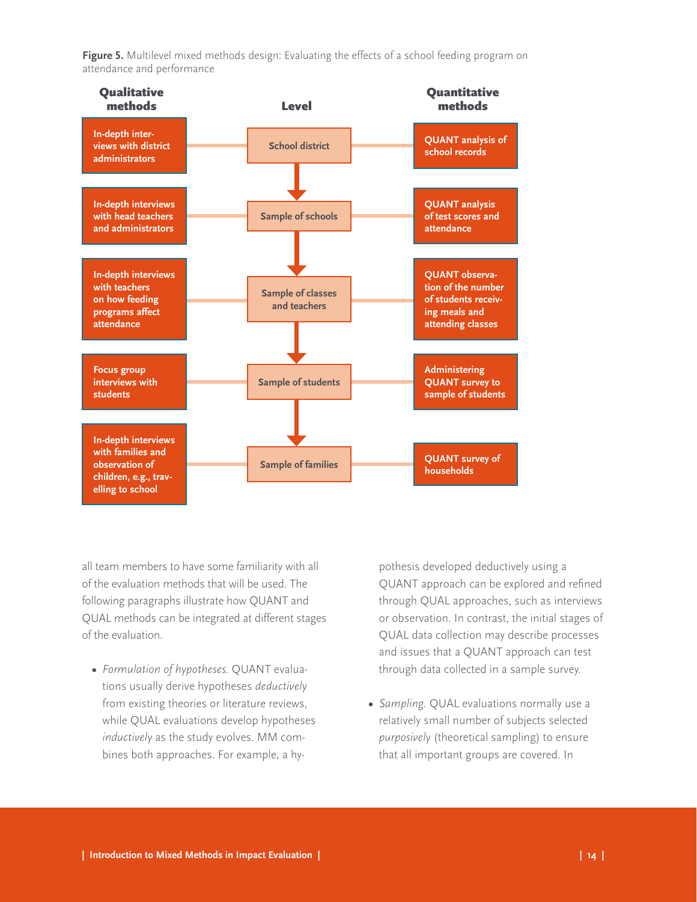**Figure 5.** Multilevel mixed methods design: Evaluating the effects of a school feeding program on attendance and performance

| Qualitative methods | Level | Quantitative methods |
|---|---|---|
| In-depth interviews with district administrators | School district | QUANT analysis of school records |
| In-depth interviews with head teachers and administrators | Sample of schools | QUANT analysis of test scores and attendance |
| In-depth interviews with teachers on how feeding programs affect attendance | Sample of classes and teachers | QUANT observation of the number of students receiving meals and attending classes |
| Focus group interviews with students | Sample of students | Administering QUANT survey to sample of students |
| In-depth interviews with families and observation of children, e.g., travelling to school | Sample of families | QUANT survey of households |

all team members to have some familiarity with all of the evaluation methods that will be used. The following paragraphs illustrate how QUANT and QUAL methods can be integrated at different stages of the evaluation.

- *Formulation of hypotheses.* QUANT evaluations usually derive hypotheses *deductively* from existing theories or literature reviews, while QUAL evaluations develop hypotheses *inductively* as the study evolves. MM combines both approaches. For example, a hypothesis developed deductively using a QUANT approach can be explored and refined through QUAL approaches, such as interviews or observation. In contrast, the initial stages of QUAL data collection may describe processes and issues that a QUANT approach can test through data collected in a sample survey.

- *Sampling.* QUAL evaluations normally use a relatively small number of subjects selected *purposively* (theoretical sampling) to ensure that all important groups are covered. In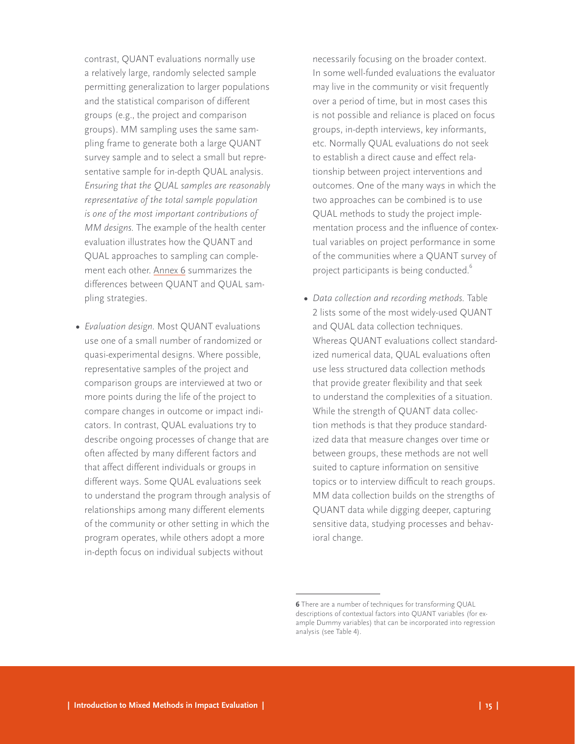contrast, QUANT evaluations normally use a relatively large, randomly selected sample permitting generalization to larger populations and the statistical comparison of different groups (e.g., the project and comparison groups). MM sampling uses the same sampling frame to generate both a large QUANT survey sample and to select a small but representative sample for in-depth QUAL analysis. *Ensuring that the QUAL samples are reasonably representative of the total sample population is one of the most important contributions of MM designs.* The example of the health center evaluation illustrates how the QUANT and QUAL approaches to sampling can complement each other. Annex 6 summarizes the differences between QUANT and QUAL sampling strategies.

- *Evaluation design.* Most QUANT evaluations use one of a small number of randomized or quasi-experimental designs. Where possible, representative samples of the project and comparison groups are interviewed at two or more points during the life of the project to compare changes in outcome or impact indicators. In contrast, QUAL evaluations try to describe ongoing processes of change that are often affected by many different factors and that affect different individuals or groups in different ways. Some QUAL evaluations seek to understand the program through analysis of relationships among many different elements of the community or other setting in which the program operates, while others adopt a more in-depth focus on individual subjects without necessarily focusing on the broader context. In some well-funded evaluations the evaluator may live in the community or visit frequently over a period of time, but in most cases this is not possible and reliance is placed on focus groups, in-depth interviews, key informants, etc. Normally QUAL evaluations do not seek to establish a direct cause and effect relationship between project interventions and outcomes. One of the many ways in which the two approaches can be combined is to use QUAL methods to study the project implementation process and the influence of contextual variables on project performance in some of the communities where a QUANT survey of project participants is being conducted.[6]

- *Data collection and recording methods.* Table 2 lists some of the most widely-used QUANT and QUAL data collection techniques. Whereas QUANT evaluations collect standardized numerical data, QUAL evaluations often use less structured data collection methods that provide greater flexibility and that seek to understand the complexities of a situation. While the strength of QUANT data collection methods is that they produce standardized data that measure changes over time or between groups, these methods are not well suited to capture information on sensitive topics or to interview difficult to reach groups. MM data collection builds on the strengths of QUANT data while digging deeper, capturing sensitive data, studying processes and behavioral change.

---

**6** There are a number of techniques for transforming QUAL descriptions of contextual factors into QUANT variables (for example Dummy variables) that can be incorporated into regression analysis (see Table 4).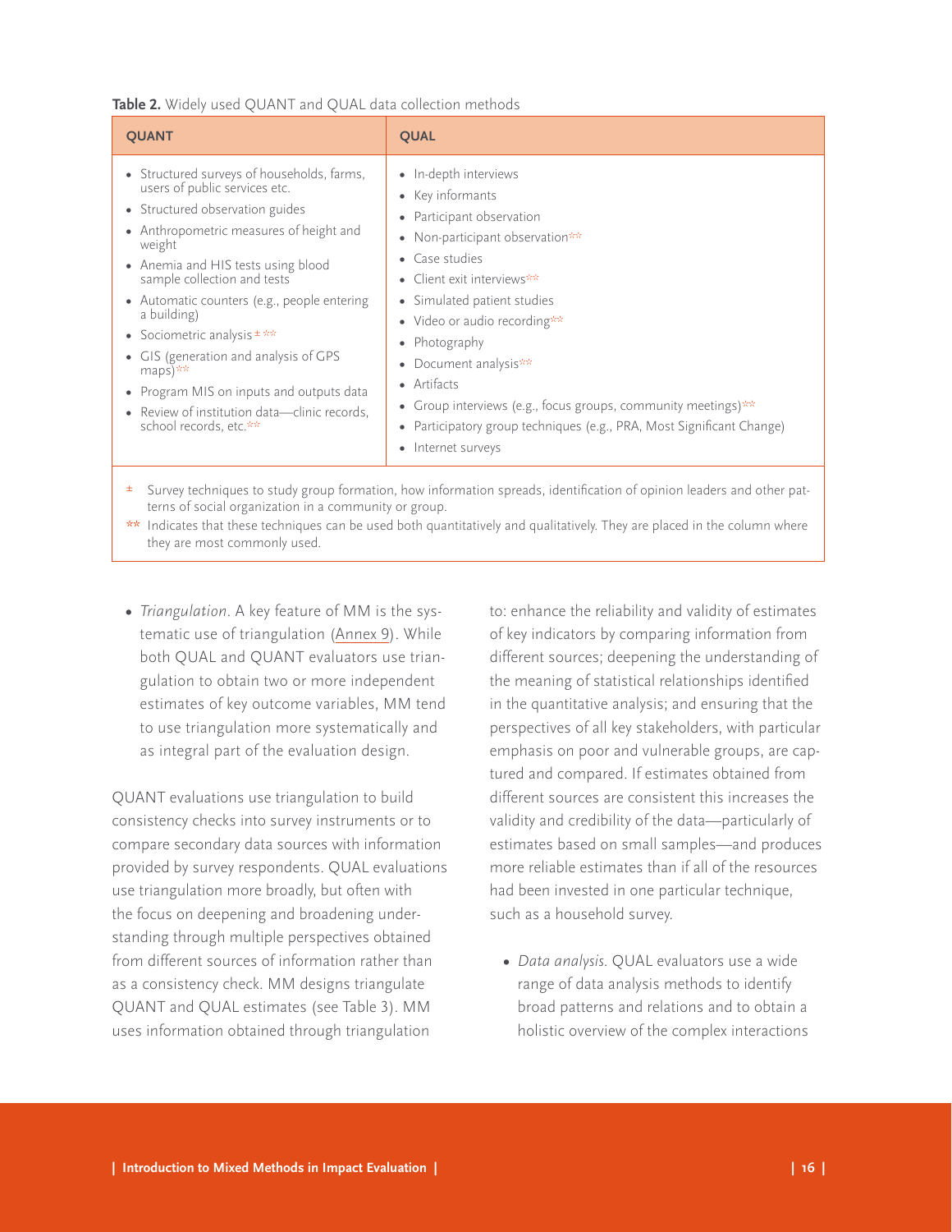**Table 2.** Widely used QUANT and QUAL data collection methods

| QUANT | QUAL |
|---|---|
| • Structured surveys of households, farms, users of public services etc.<br>• Structured observation guides<br>• Anthropometric measures of height and weight<br>• Anemia and HIS tests using blood sample collection and tests<br>• Automatic counters (e.g., people entering a building)<br>• Sociometric analysis ± **<br>• GIS (generation and analysis of GPS maps)**<br>• Program MIS on inputs and outputs data<br>• Review of institution data—clinic records, school records, etc.** | • In-depth interviews<br>• Key informants<br>• Participant observation<br>• Non-participant observation**<br>• Case studies<br>• Client exit interviews**<br>• Simulated patient studies<br>• Video or audio recording**<br>• Photography<br>• Document analysis**<br>• Artifacts<br>• Group interviews (e.g., focus groups, community meetings)**<br>• Participatory group techniques (e.g., PRA, Most Significant Change)<br>• Internet surveys |

± Survey techniques to study group formation, how information spreads, identification of opinion leaders and other patterns of social organization in a community or group.

** Indicates that these techniques can be used both quantitatively and qualitatively. They are placed in the column where they are most commonly used.

- *Triangulation*. A key feature of MM is the systematic use of triangulation (Annex 9). While both QUAL and QUANT evaluators use triangulation to obtain two or more independent estimates of key outcome variables, MM tend to use triangulation more systematically and as integral part of the evaluation design.

QUANT evaluations use triangulation to build consistency checks into survey instruments or to compare secondary data sources with information provided by survey respondents. QUAL evaluations use triangulation more broadly, but often with the focus on deepening and broadening understanding through multiple perspectives obtained from different sources of information rather than as a consistency check. MM designs triangulate QUANT and QUAL estimates (see Table 3). MM uses information obtained through triangulation to: enhance the reliability and validity of estimates of key indicators by comparing information from different sources; deepening the understanding of the meaning of statistical relationships identified in the quantitative analysis; and ensuring that the perspectives of all key stakeholders, with particular emphasis on poor and vulnerable groups, are captured and compared. If estimates obtained from different sources are consistent this increases the validity and credibility of the data—particularly of estimates based on small samples—and produces more reliable estimates than if all of the resources had been invested in one particular technique, such as a household survey.

- *Data analysis*. QUAL evaluators use a wide range of data analysis methods to identify broad patterns and relations and to obtain a holistic overview of the complex interactions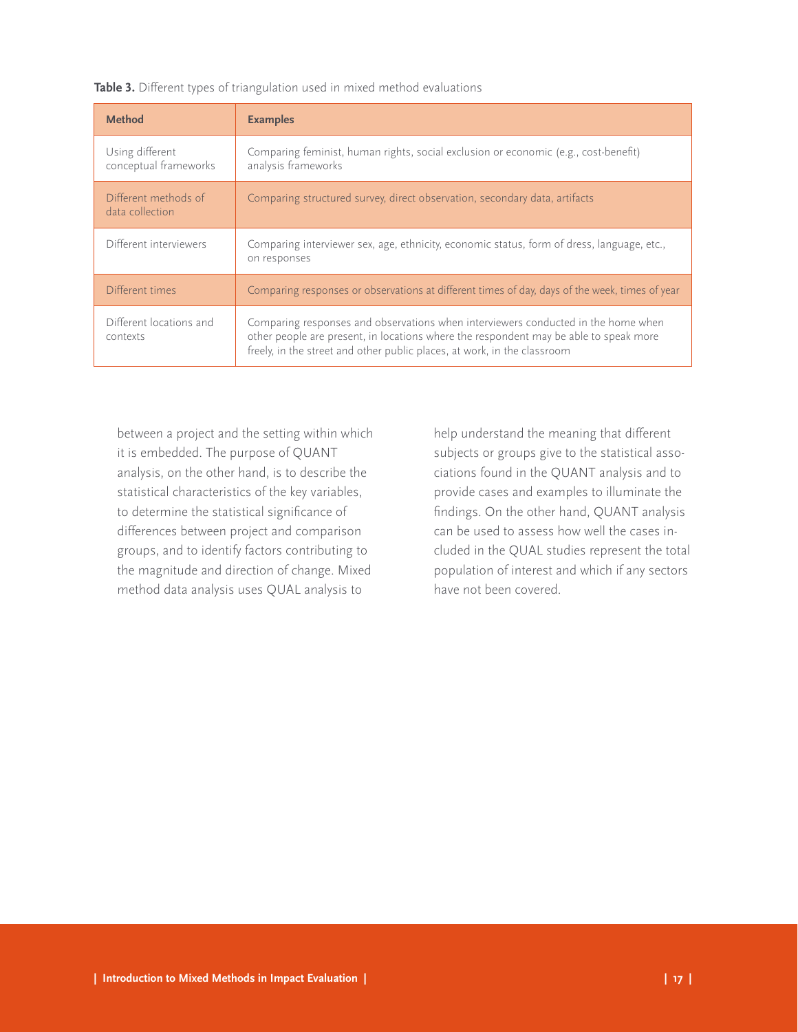**Table 3.** Different types of triangulation used in mixed method evaluations

| Method | Examples |
| --- | --- |
| Using different conceptual frameworks | Comparing feminist, human rights, social exclusion or economic (e.g., cost-benefit) analysis frameworks |
| Different methods of data collection | Comparing structured survey, direct observation, secondary data, artifacts |
| Different interviewers | Comparing interviewer sex, age, ethnicity, economic status, form of dress, language, etc., on responses |
| Different times | Comparing responses or observations at different times of day, days of the week, times of year |
| Different locations and contexts | Comparing responses and observations when interviewers conducted in the home when other people are present, in locations where the respondent may be able to speak more freely, in the street and other public places, at work, in the classroom |

between a project and the setting within which it is embedded. The purpose of QUANT analysis, on the other hand, is to describe the statistical characteristics of the key variables, to determine the statistical significance of differences between project and comparison groups, and to identify factors contributing to the magnitude and direction of change. Mixed method data analysis uses QUAL analysis to help understand the meaning that different subjects or groups give to the statistical associations found in the QUANT analysis and to provide cases and examples to illuminate the findings. On the other hand, QUANT analysis can be used to assess how well the cases included in the QUAL studies represent the total population of interest and which if any sectors have not been covered.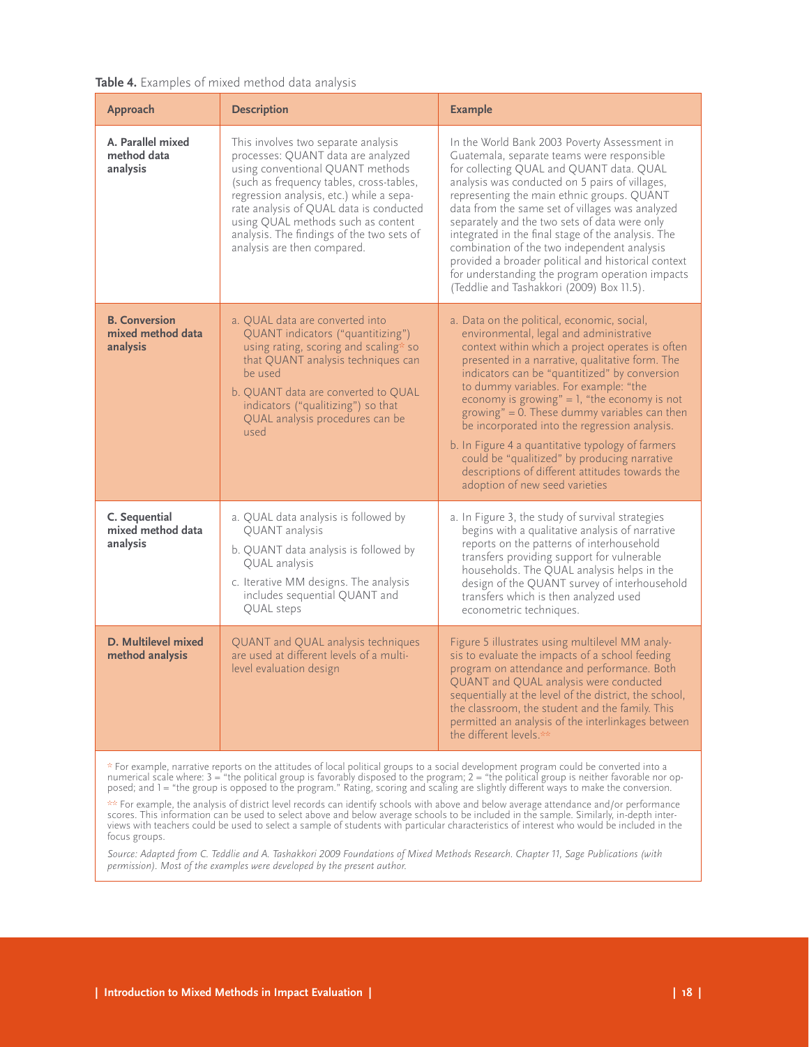**Table 4.** Examples of mixed method data analysis

| Approach | Description | Example |
|---|---|---|
| **A. Parallel mixed method data analysis** | This involves two separate analysis processes: QUANT data are analyzed using conventional QUANT methods (such as frequency tables, cross-tables, regression analysis, etc.) while a separate analysis of QUAL data is conducted using QUAL methods such as content analysis. The findings of the two sets of analysis are then compared. | In the World Bank 2003 Poverty Assessment in Guatemala, separate teams were responsible for collecting QUAL and QUANT data. QUAL analysis was conducted on 5 pairs of villages, representing the main ethnic groups. QUANT data from the same set of villages was analyzed separately and the two sets of data were only integrated in the final stage of the analysis. The combination of the two independent analysis provided a broader political and historical context for understanding the program operation impacts (Teddlie and Tashakkori (2009) Box 11.5). |
| **B. Conversion mixed method data analysis** | a. QUAL data are converted into QUANT indicators ("quantitizing") using rating, scoring and scaling* so that QUANT analysis techniques can be used<br>b. QUANT data are converted to QUAL indicators ("qualitizing") so that QUAL analysis procedures can be used | a. Data on the political, economic, social, environmental, legal and administrative context within which a project operates is often presented in a narrative, qualitative form. The indicators can be "quantitized" by conversion to dummy variables. For example: "the economy is growing" = 1, "the economy is not growing" = 0. These dummy variables can then be incorporated into the regression analysis.<br>b. In Figure 4 a quantitative typology of farmers could be "qualitized" by producing narrative descriptions of different attitudes towards the adoption of new seed varieties |
| **C. Sequential mixed method data analysis** | a. QUAL data analysis is followed by QUANT analysis<br>b. QUANT data analysis is followed by QUAL analysis<br>c. Iterative MM designs. The analysis includes sequential QUANT and QUAL steps | a. In Figure 3, the study of survival strategies begins with a qualitative analysis of narrative reports on the patterns of interhousehold transfers providing support for vulnerable households. The QUAL analysis helps in the design of the QUANT survey of interhousehold transfers which is then analyzed used econometric techniques. |
| **D. Multilevel mixed method analysis** | QUANT and QUAL analysis techniques are used at different levels of a multi-level evaluation design | Figure 5 illustrates using multilevel MM analysis to evaluate the impacts of a school feeding program on attendance and performance. Both QUANT and QUAL analysis were conducted sequentially at the level of the district, the school, the classroom, the student and the family. This permitted an analysis of the interlinkages between the different levels.** |

* For example, narrative reports on the attitudes of local political groups to a social development program could be converted into a numerical scale where: 3 = "the political group is favorably disposed to the program; 2 = "the political group is neither favorable nor opposed; and 1 = "the group is opposed to the program." Rating, scoring and scaling are slightly different ways to make the conversion.

** For example, the analysis of district level records can identify schools with above and below average attendance and/or performance scores. This information can be used to select above and below average schools to be included in the sample. Similarly, in-depth interviews with teachers could be used to select a sample of students with particular characteristics of interest who would be included in the focus groups.

*Source: Adapted from C. Teddlie and A. Tashakkori 2009 Foundations of Mixed Methods Research. Chapter 11, Sage Publications (with permission). Most of the examples were developed by the present author.*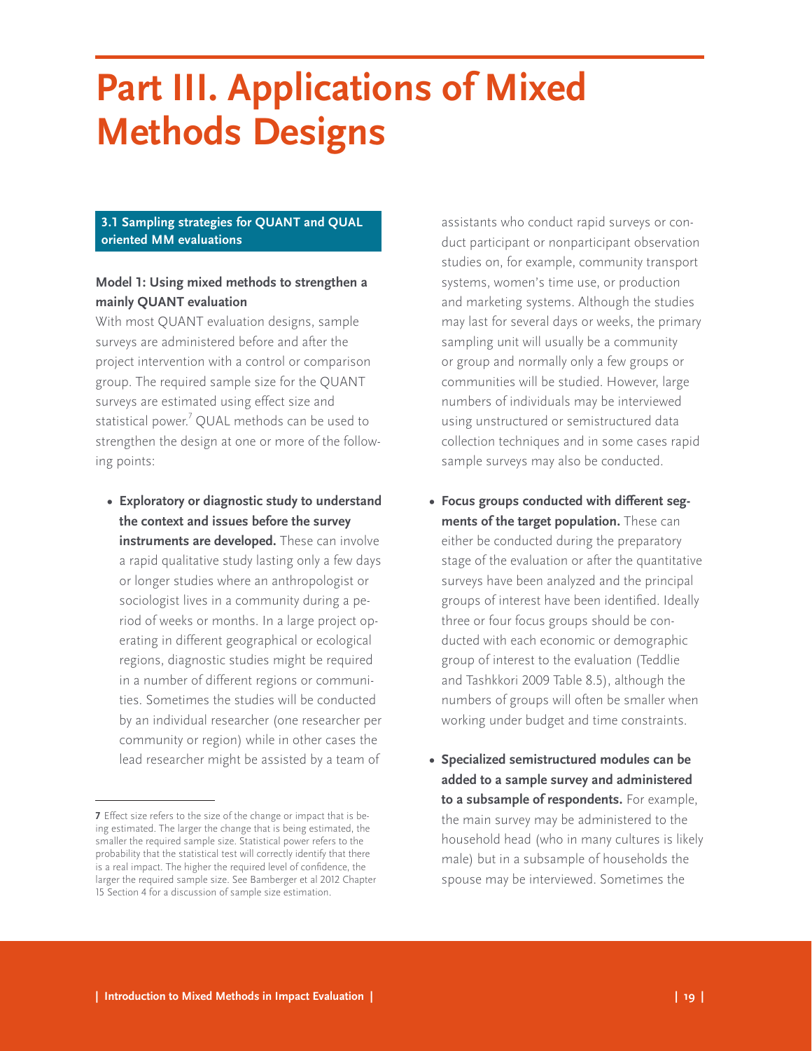# Part III. Applications of Mixed Methods Designs

## 3.1 Sampling strategies for QUANT and QUAL oriented MM evaluations

### Model 1: Using mixed methods to strengthen a mainly QUANT evaluation

With most QUANT evaluation designs, sample surveys are administered before and after the project intervention with a control or comparison group. The required sample size for the QUANT surveys are estimated using effect size and statistical power.[7] QUAL methods can be used to strengthen the design at one or more of the following points:

- **Exploratory or diagnostic study to understand the context and issues before the survey instruments are developed.** These can involve a rapid qualitative study lasting only a few days or longer studies where an anthropologist or sociologist lives in a community during a period of weeks or months. In a large project operating in different geographical or ecological regions, diagnostic studies might be required in a number of different regions or communities. Sometimes the studies will be conducted by an individual researcher (one researcher per community or region) while in other cases the lead researcher might be assisted by a team of assistants who conduct rapid surveys or conduct participant or nonparticipant observation studies on, for example, community transport systems, women's time use, or production and marketing systems. Although the studies may last for several days or weeks, the primary sampling unit will usually be a community or group and normally only a few groups or communities will be studied. However, large numbers of individuals may be interviewed using unstructured or semistructured data collection techniques and in some cases rapid sample surveys may also be conducted.
- **Focus groups conducted with different segments of the target population.** These can either be conducted during the preparatory stage of the evaluation or after the quantitative surveys have been analyzed and the principal groups of interest have been identified. Ideally three or four focus groups should be conducted with each economic or demographic group of interest to the evaluation (Teddlie and Tashkkori 2009 Table 8.5), although the numbers of groups will often be smaller when working under budget and time constraints.
- **Specialized semistructured modules can be added to a sample survey and administered to a subsample of respondents.** For example, the main survey may be administered to the household head (who in many cultures is likely male) but in a subsample of households the spouse may be interviewed. Sometimes the

---

7 Effect size refers to the size of the change or impact that is being estimated. The larger the change that is being estimated, the smaller the required sample size. Statistical power refers to the probability that the statistical test will correctly identify that there is a real impact. The higher the required level of confidence, the larger the required sample size. See Bamberger et al 2012 Chapter 15 Section 4 for a discussion of sample size estimation.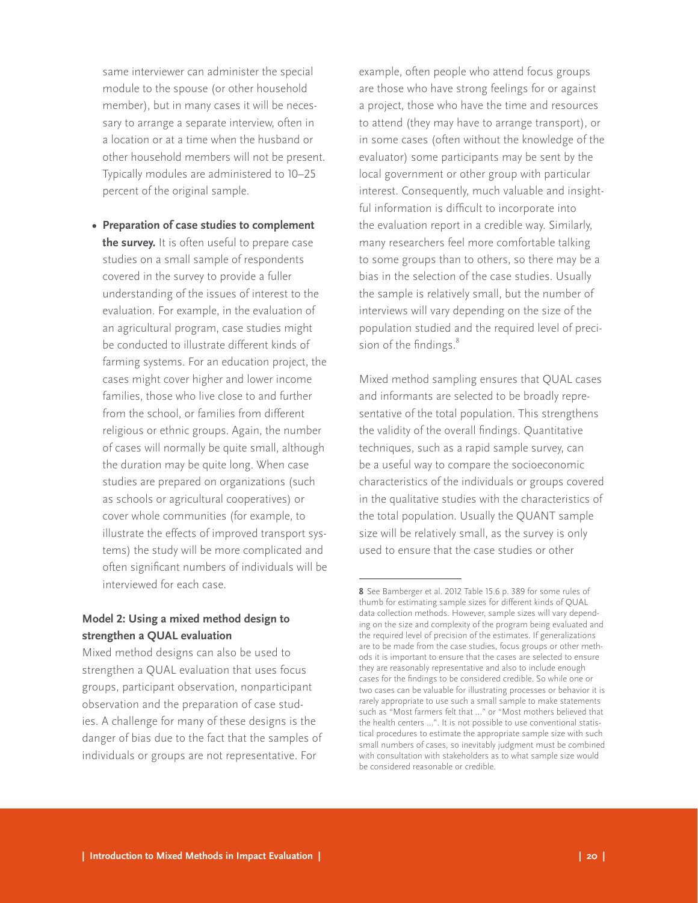same interviewer can administer the special module to the spouse (or other household member), but in many cases it will be necessary to arrange a separate interview, often in a location or at a time when the husband or other household members will not be present. Typically modules are administered to 10–25 percent of the original sample.

- **Preparation of case studies to complement the survey.** It is often useful to prepare case studies on a small sample of respondents covered in the survey to provide a fuller understanding of the issues of interest to the evaluation. For example, in the evaluation of an agricultural program, case studies might be conducted to illustrate different kinds of farming systems. For an education project, the cases might cover higher and lower income families, those who live close to and further from the school, or families from different religious or ethnic groups. Again, the number of cases will normally be quite small, although the duration may be quite long. When case studies are prepared on organizations (such as schools or agricultural cooperatives) or cover whole communities (for example, to illustrate the effects of improved transport systems) the study will be more complicated and often significant numbers of individuals will be interviewed for each case.

### Model 2: Using a mixed method design to strengthen a QUAL evaluation

Mixed method designs can also be used to strengthen a QUAL evaluation that uses focus groups, participant observation, nonparticipant observation and the preparation of case studies. A challenge for many of these designs is the danger of bias due to the fact that the samples of individuals or groups are not representative. For example, often people who attend focus groups are those who have strong feelings for or against a project, those who have the time and resources to attend (they may have to arrange transport), or in some cases (often without the knowledge of the evaluator) some participants may be sent by the local government or other group with particular interest. Consequently, much valuable and insightful information is difficult to incorporate into the evaluation report in a credible way. Similarly, many researchers feel more comfortable talking to some groups than to others, so there may be a bias in the selection of the case studies. Usually the sample is relatively small, but the number of interviews will vary depending on the size of the population studied and the required level of precision of the findings.[8]

Mixed method sampling ensures that QUAL cases and informants are selected to be broadly representative of the total population. This strengthens the validity of the overall findings. Quantitative techniques, such as a rapid sample survey, can be a useful way to compare the socioeconomic characteristics of the individuals or groups covered in the qualitative studies with the characteristics of the total population. Usually the QUANT sample size will be relatively small, as the survey is only used to ensure that the case studies or other

---

**8** See Bamberger et al. 2012 Table 15.6 p. 389 for some rules of thumb for estimating sample sizes for different kinds of QUAL data collection methods. However, sample sizes will vary depending on the size and complexity of the program being evaluated and the required level of precision of the estimates. If generalizations are to be made from the case studies, focus groups or other methods it is important to ensure that the cases are selected to ensure they are reasonably representative and also to include enough cases for the findings to be considered credible. So while one or two cases can be valuable for illustrating processes or behavior it is rarely appropriate to use such a small sample to make statements such as "Most farmers felt that ..." or "Most mothers believed that the health centers ...". It is not possible to use conventional statistical procedures to estimate the appropriate sample size with such small numbers of cases, so inevitably judgment must be combined with consultation with stakeholders as to what sample size would be considered reasonable or credible.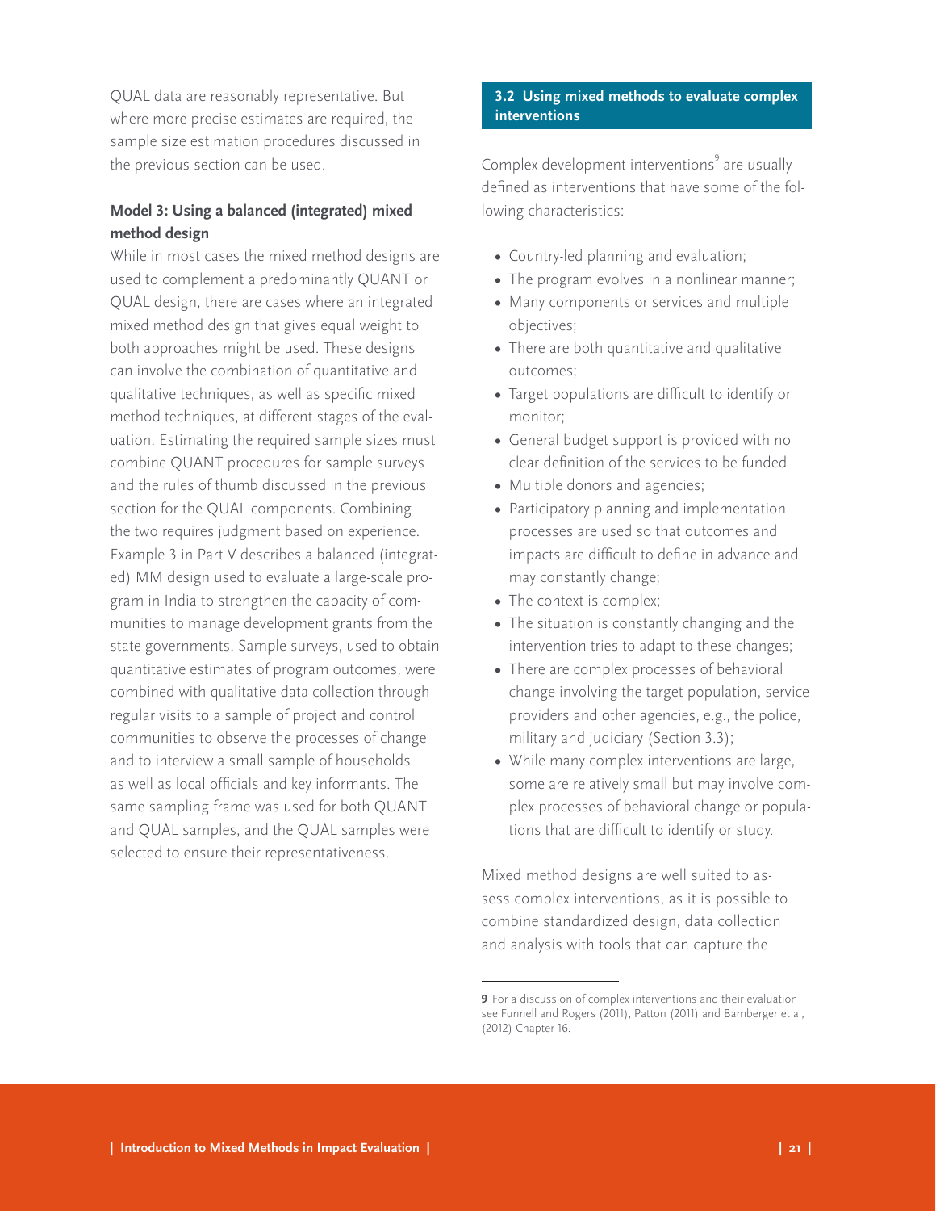QUAL data are reasonably representative. But where more precise estimates are required, the sample size estimation procedures discussed in the previous section can be used.

**Model 3: Using a balanced (integrated) mixed method design**

While in most cases the mixed method designs are used to complement a predominantly QUANT or QUAL design, there are cases where an integrated mixed method design that gives equal weight to both approaches might be used. These designs can involve the combination of quantitative and qualitative techniques, as well as specific mixed method techniques, at different stages of the evaluation. Estimating the required sample sizes must combine QUANT procedures for sample surveys and the rules of thumb discussed in the previous section for the QUAL components. Combining the two requires judgment based on experience. Example 3 in Part V describes a balanced (integrated) MM design used to evaluate a large-scale program in India to strengthen the capacity of communities to manage development grants from the state governments. Sample surveys, used to obtain quantitative estimates of program outcomes, were combined with qualitative data collection through regular visits to a sample of project and control communities to observe the processes of change and to interview a small sample of households as well as local officials and key informants. The same sampling frame was used for both QUANT and QUAL samples, and the QUAL samples were selected to ensure their representativeness.

## 3.2 Using mixed methods to evaluate complex interventions

Complex development interventions[9] are usually defined as interventions that have some of the following characteristics:

- Country-led planning and evaluation;
- The program evolves in a nonlinear manner;
- Many components or services and multiple objectives;
- There are both quantitative and qualitative outcomes;
- Target populations are difficult to identify or monitor;
- General budget support is provided with no clear definition of the services to be funded
- Multiple donors and agencies;
- Participatory planning and implementation processes are used so that outcomes and impacts are difficult to define in advance and may constantly change;
- The context is complex;
- The situation is constantly changing and the intervention tries to adapt to these changes;
- There are complex processes of behavioral change involving the target population, service providers and other agencies, e.g., the police, military and judiciary (Section 3.3);
- While many complex interventions are large, some are relatively small but may involve complex processes of behavioral change or populations that are difficult to identify or study.

Mixed method designs are well suited to assess complex interventions, as it is possible to combine standardized design, data collection and analysis with tools that can capture the

---

**9** For a discussion of complex interventions and their evaluation see Funnell and Rogers (2011), Patton (2011) and Bamberger et al, (2012) Chapter 16.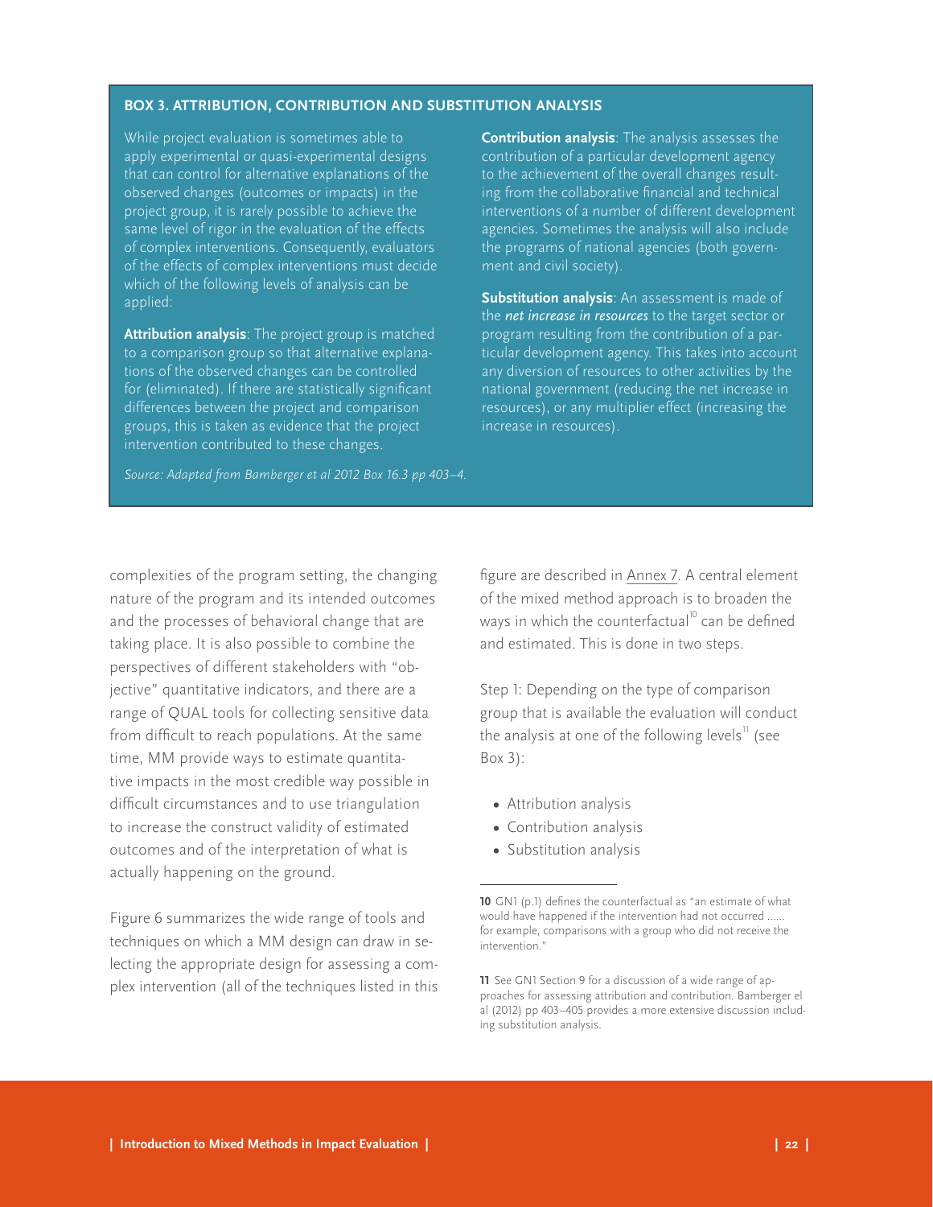### BOX 3. ATTRIBUTION, CONTRIBUTION AND SUBSTITUTION ANALYSIS

While project evaluation is sometimes able to apply experimental or quasi-experimental designs that can control for alternative explanations of the observed changes (outcomes or impacts) in the project group, it is rarely possible to achieve the same level of rigor in the evaluation of the effects of complex interventions. Consequently, evaluators of the effects of complex interventions must decide which of the following levels of analysis can be applied:

**Attribution analysis**: The project group is matched to a comparison group so that alternative explanations of the observed changes can be controlled for (eliminated). If there are statistically significant differences between the project and comparison groups, this is taken as evidence that the project intervention contributed to these changes.

**Contribution analysis**: The analysis assesses the contribution of a particular development agency to the achievement of the overall changes resulting from the collaborative financial and technical interventions of a number of different development agencies. Sometimes the analysis will also include the programs of national agencies (both government and civil society).

**Substitution analysis**: An assessment is made of the ***net increase in resources*** to the target sector or program resulting from the contribution of a particular development agency. This takes into account any diversion of resources to other activities by the national government (reducing the net increase in resources), or any multiplier effect (increasing the increase in resources).

*Source: Adapted from Bamberger et al 2012 Box 16.3 pp 403–4.*

complexities of the program setting, the changing nature of the program and its intended outcomes and the processes of behavioral change that are taking place. It is also possible to combine the perspectives of different stakeholders with "objective" quantitative indicators, and there are a range of QUAL tools for collecting sensitive data from difficult to reach populations. At the same time, MM provide ways to estimate quantitative impacts in the most credible way possible in difficult circumstances and to use triangulation to increase the construct validity of estimated outcomes and of the interpretation of what is actually happening on the ground.

Figure 6 summarizes the wide range of tools and techniques on which a MM design can draw in selecting the appropriate design for assessing a complex intervention (all of the techniques listed in this figure are described in Annex 7. A central element of the mixed method approach is to broaden the ways in which the counterfactual[10] can be defined and estimated. This is done in two steps.

Step 1: Depending on the type of comparison group that is available the evaluation will conduct the analysis at one of the following levels[11] (see Box 3):

- Attribution analysis
- Contribution analysis
- Substitution analysis

[10] GN1 (p.1) defines the counterfactual as "an estimate of what would have happened if the intervention had not occurred ...... for example, comparisons with a group who did not receive the intervention."

[11] See GN1 Section 9 for a discussion of a wide range of approaches for assessing attribution and contribution. Bamberger el al (2012) pp 403–405 provides a more extensive discussion including substitution analysis.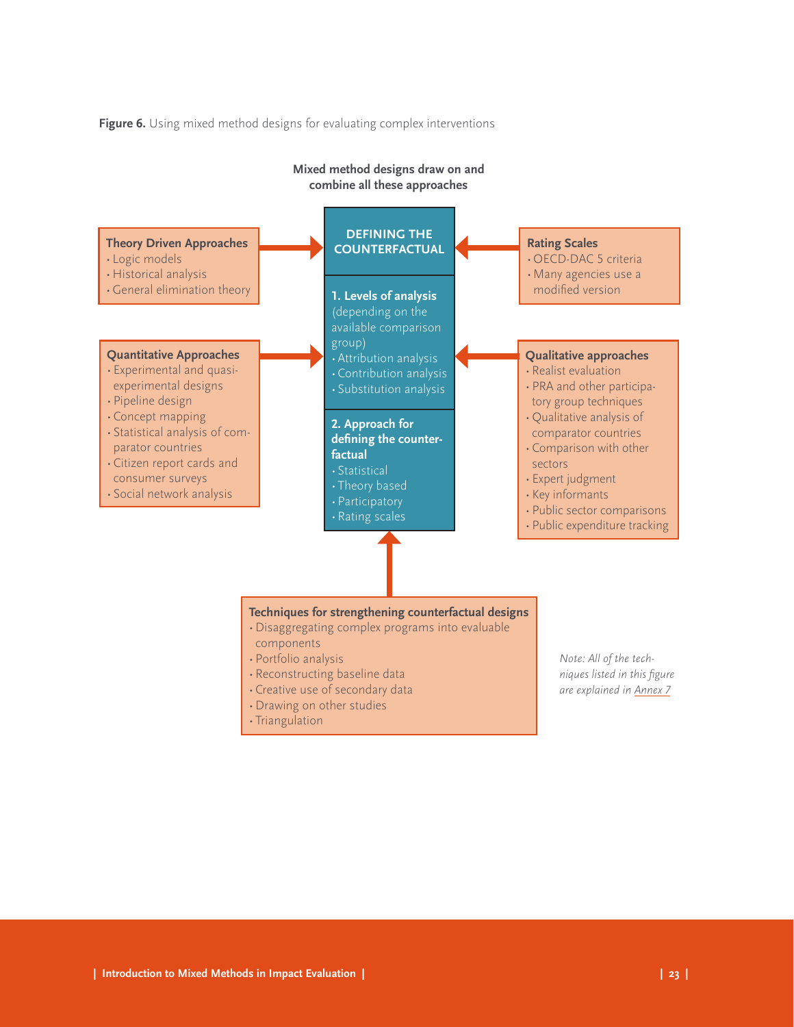**Figure 6.** Using mixed method designs for evaluating complex interventions

**Mixed method designs draw on and combine all these approaches**

**DEFINING THE COUNTERFACTUAL**

**1. Levels of analysis** (depending on the available comparison group)

- Attribution analysis
- Contribution analysis
- Substitution analysis

**2. Approach for defining the counterfactual**

- Statistical
- Theory based
- Participatory
- Rating scales

**Theory Driven Approaches**

- Logic models
- Historical analysis
- General elimination theory

**Quantitative Approaches**

- Experimental and quasi-experimental designs
- Pipeline design
- Concept mapping
- Statistical analysis of comparator countries
- Citizen report cards and consumer surveys
- Social network analysis

**Rating Scales**

- OECD-DAC 5 criteria
- Many agencies use a modified version

**Qualitative approaches**

- Realist evaluation
- PRA and other participatory group techniques
- Qualitative analysis of comparator countries
- Comparison with other sectors
- Expert judgment
- Key informants
- Public sector comparisons
- Public expenditure tracking

**Techniques for strengthening counterfactual designs**

- Disaggregating complex programs into evaluable components
- Portfolio analysis
- Reconstructing baseline data
- Creative use of secondary data
- Drawing on other studies
- Triangulation

*Note: All of the techniques listed in this figure are explained in Annex 7*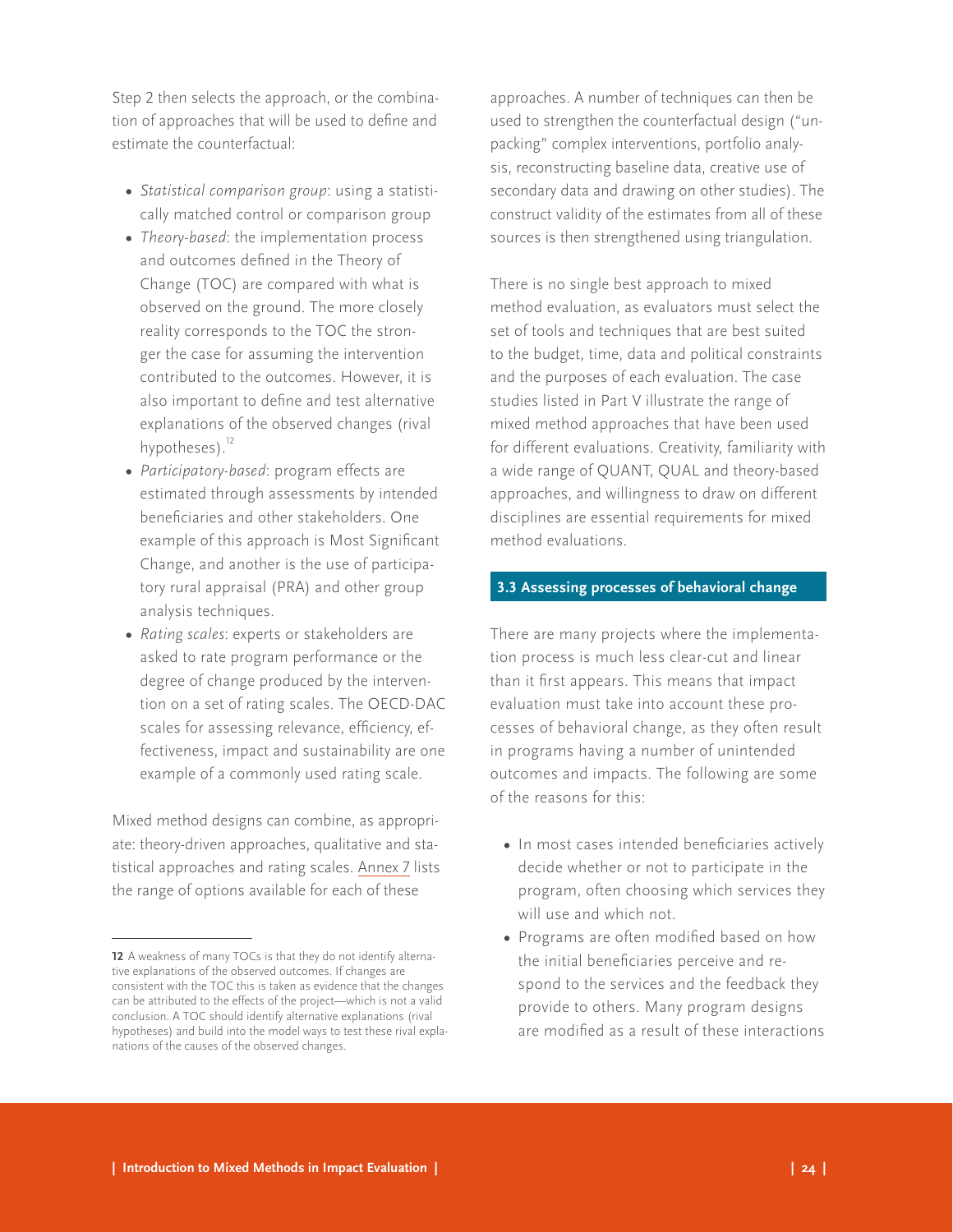Step 2 then selects the approach, or the combination of approaches that will be used to define and estimate the counterfactual:

- *Statistical comparison group*: using a statistically matched control or comparison group
- *Theory-based*: the implementation process and outcomes defined in the Theory of Change (TOC) are compared with what is observed on the ground. The more closely reality corresponds to the TOC the stronger the case for assuming the intervention contributed to the outcomes. However, it is also important to define and test alternative explanations of the observed changes (rival hypotheses).[12]
- *Participatory-based*: program effects are estimated through assessments by intended beneficiaries and other stakeholders. One example of this approach is Most Significant Change, and another is the use of participatory rural appraisal (PRA) and other group analysis techniques.
- *Rating scales*: experts or stakeholders are asked to rate program performance or the degree of change produced by the intervention on a set of rating scales. The OECD-DAC scales for assessing relevance, efficiency, effectiveness, impact and sustainability are one example of a commonly used rating scale.

Mixed method designs can combine, as appropriate: theory-driven approaches, qualitative and statistical approaches and rating scales. Annex 7 lists the range of options available for each of these approaches. A number of techniques can then be used to strengthen the counterfactual design ("unpacking" complex interventions, portfolio analysis, reconstructing baseline data, creative use of secondary data and drawing on other studies). The construct validity of the estimates from all of these sources is then strengthened using triangulation.

There is no single best approach to mixed method evaluation, as evaluators must select the set of tools and techniques that are best suited to the budget, time, data and political constraints and the purposes of each evaluation. The case studies listed in Part V illustrate the range of mixed method approaches that have been used for different evaluations. Creativity, familiarity with a wide range of QUANT, QUAL and theory-based approaches, and willingness to draw on different disciplines are essential requirements for mixed method evaluations.

### 3.3 Assessing processes of behavioral change

There are many projects where the implementation process is much less clear-cut and linear than it first appears. This means that impact evaluation must take into account these processes of behavioral change, as they often result in programs having a number of unintended outcomes and impacts. The following are some of the reasons for this:

- In most cases intended beneficiaries actively decide whether or not to participate in the program, often choosing which services they will use and which not.
- Programs are often modified based on how the initial beneficiaries perceive and respond to the services and the feedback they provide to others. Many program designs are modified as a result of these interactions

---

12 A weakness of many TOCs is that they do not identify alternative explanations of the observed outcomes. If changes are consistent with the TOC this is taken as evidence that the changes can be attributed to the effects of the project—which is not a valid conclusion. A TOC should identify alternative explanations (rival hypotheses) and build into the model ways to test these rival explanations of the causes of the observed changes.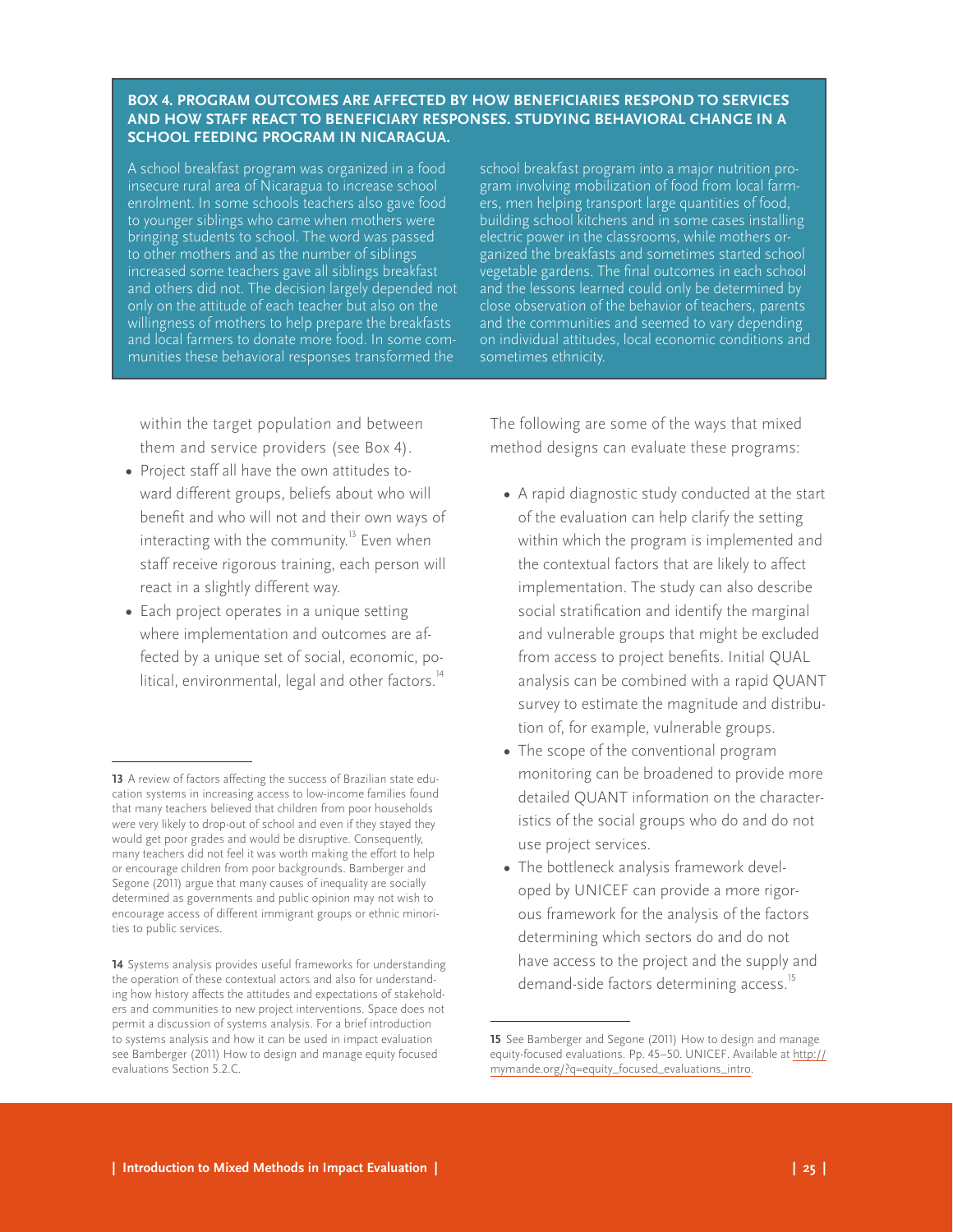**BOX 4. PROGRAM OUTCOMES ARE AFFECTED BY HOW BENEFICIARIES RESPOND TO SERVICES AND HOW STAFF REACT TO BENEFICIARY RESPONSES. STUDYING BEHAVIORAL CHANGE IN A SCHOOL FEEDING PROGRAM IN NICARAGUA.**

A school breakfast program was organized in a food insecure rural area of Nicaragua to increase school enrolment. In some schools teachers also gave food to younger siblings who came when mothers were bringing students to school. The word was passed to other mothers and as the number of siblings increased some teachers gave all siblings breakfast and others did not. The decision largely depended not only on the attitude of each teacher but also on the willingness of mothers to help prepare the breakfasts and local farmers to donate more food. In some communities these behavioral responses transformed the school breakfast program into a major nutrition program involving mobilization of food from local farmers, men helping transport large quantities of food, building school kitchens and in some cases installing electric power in the classrooms, while mothers organized the breakfasts and sometimes started school vegetable gardens. The final outcomes in each school and the lessons learned could only be determined by close observation of the behavior of teachers, parents and the communities and seemed to vary depending on individual attitudes, local economic conditions and sometimes ethnicity.

within the target population and between them and service providers (see Box 4).

- Project staff all have the own attitudes toward different groups, beliefs about who will benefit and who will not and their own ways of interacting with the community.[13] Even when staff receive rigorous training, each person will react in a slightly different way.
- Each project operates in a unique setting where implementation and outcomes are affected by a unique set of social, economic, political, environmental, legal and other factors.[14]

The following are some of the ways that mixed method designs can evaluate these programs:

- A rapid diagnostic study conducted at the start of the evaluation can help clarify the setting within which the program is implemented and the contextual factors that are likely to affect implementation. The study can also describe social stratification and identify the marginal and vulnerable groups that might be excluded from access to project benefits. Initial QUAL analysis can be combined with a rapid QUANT survey to estimate the magnitude and distribution of, for example, vulnerable groups.
- The scope of the conventional program monitoring can be broadened to provide more detailed QUANT information on the characteristics of the social groups who do and do not use project services.
- The bottleneck analysis framework developed by UNICEF can provide a more rigorous framework for the analysis of the factors determining which sectors do and do not have access to the project and the supply and demand-side factors determining access.[15]

---

**13** A review of factors affecting the success of Brazilian state education systems in increasing access to low-income families found that many teachers believed that children from poor households were very likely to drop-out of school and even if they stayed they would get poor grades and would be disruptive. Consequently, many teachers did not feel it was worth making the effort to help or encourage children from poor backgrounds. Bamberger and Segone (2011) argue that many causes of inequality are socially determined as governments and public opinion may not wish to encourage access of different immigrant groups or ethnic minorities to public services.

**14** Systems analysis provides useful frameworks for understanding the operation of these contextual actors and also for understanding how history affects the attitudes and expectations of stakeholders and communities to new project interventions. Space does not permit a discussion of systems analysis. For a brief introduction to systems analysis and how it can be used in impact evaluation see Bamberger (2011) How to design and manage equity focused evaluations Section 5.2.C.

**15** See Bamberger and Segone (2011) How to design and manage equity-focused evaluations. Pp. 45–50. UNICEF. Available at http://mymande.org/?q=equity_focused_evaluations_intro.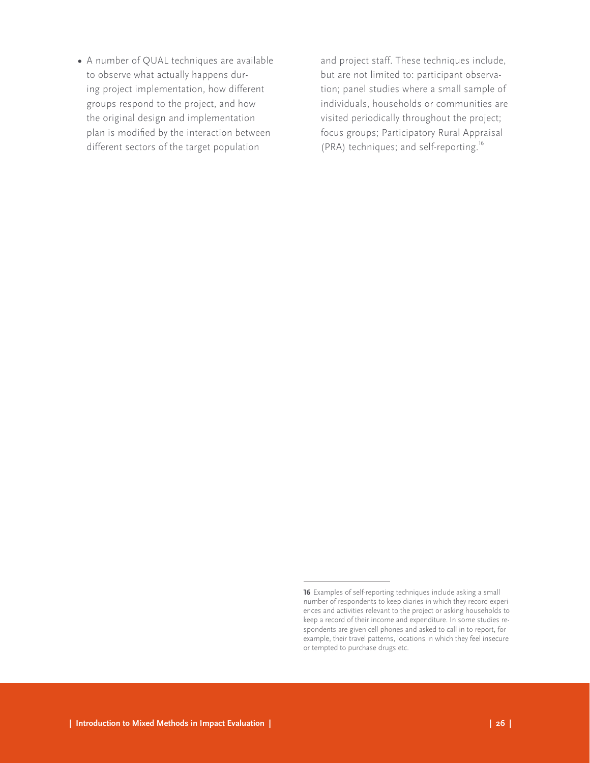- A number of QUAL techniques are available to observe what actually happens during project implementation, how different groups respond to the project, and how the original design and implementation plan is modified by the interaction between different sectors of the target population and project staff. These techniques include, but are not limited to: participant observation; panel studies where a small sample of individuals, households or communities are visited periodically throughout the project; focus groups; Participatory Rural Appraisal (PRA) techniques; and self-reporting.[16]

**16** Examples of self-reporting techniques include asking a small number of respondents to keep diaries in which they record experiences and activities relevant to the project or asking households to keep a record of their income and expenditure. In some studies respondents are given cell phones and asked to call in to report, for example, their travel patterns, locations in which they feel insecure or tempted to purchase drugs etc.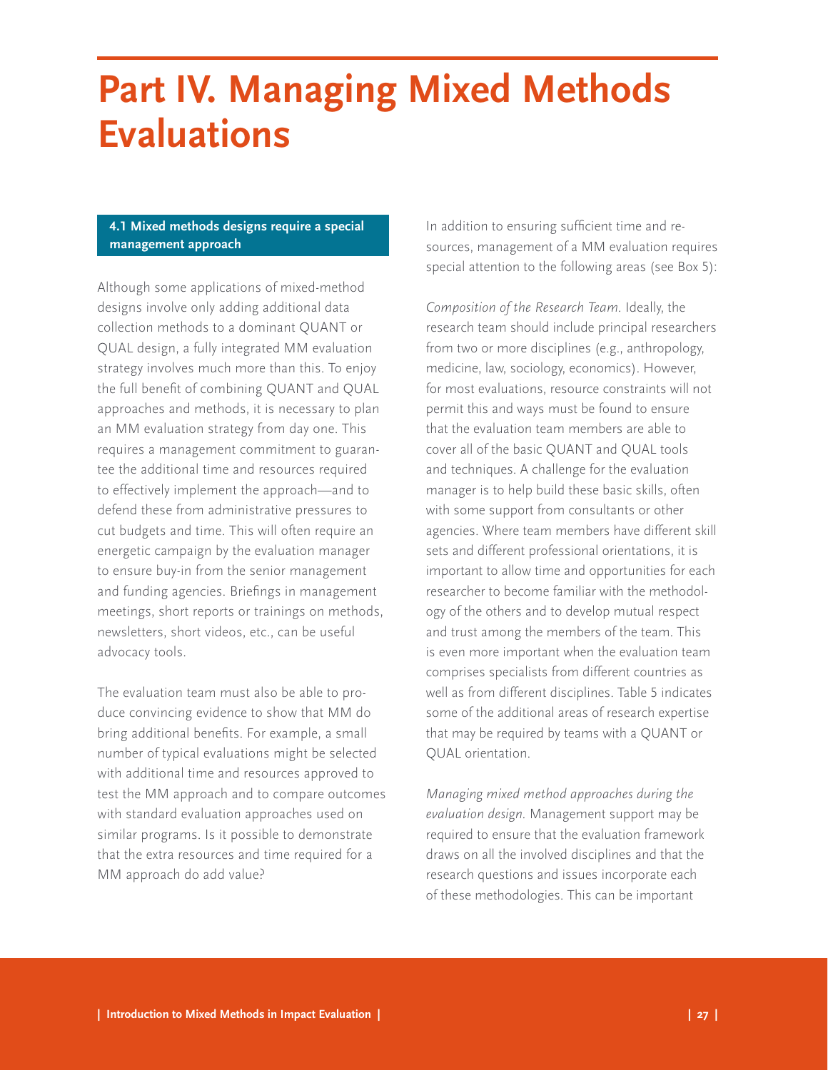# Part IV. Managing Mixed Methods Evaluations

### 4.1 Mixed methods designs require a special management approach

Although some applications of mixed-method designs involve only adding additional data collection methods to a dominant QUANT or QUAL design, a fully integrated MM evaluation strategy involves much more than this. To enjoy the full benefit of combining QUANT and QUAL approaches and methods, it is necessary to plan an MM evaluation strategy from day one. This requires a management commitment to guarantee the additional time and resources required to effectively implement the approach—and to defend these from administrative pressures to cut budgets and time. This will often require an energetic campaign by the evaluation manager to ensure buy-in from the senior management and funding agencies. Briefings in management meetings, short reports or trainings on methods, newsletters, short videos, etc., can be useful advocacy tools.

The evaluation team must also be able to produce convincing evidence to show that MM do bring additional benefits. For example, a small number of typical evaluations might be selected with additional time and resources approved to test the MM approach and to compare outcomes with standard evaluation approaches used on similar programs. Is it possible to demonstrate that the extra resources and time required for a MM approach do add value?

In addition to ensuring sufficient time and resources, management of a MM evaluation requires special attention to the following areas (see Box 5):

*Composition of the Research Team.* Ideally, the research team should include principal researchers from two or more disciplines (e.g., anthropology, medicine, law, sociology, economics). However, for most evaluations, resource constraints will not permit this and ways must be found to ensure that the evaluation team members are able to cover all of the basic QUANT and QUAL tools and techniques. A challenge for the evaluation manager is to help build these basic skills, often with some support from consultants or other agencies. Where team members have different skill sets and different professional orientations, it is important to allow time and opportunities for each researcher to become familiar with the methodology of the others and to develop mutual respect and trust among the members of the team. This is even more important when the evaluation team comprises specialists from different countries as well as from different disciplines. Table 5 indicates some of the additional areas of research expertise that may be required by teams with a QUANT or QUAL orientation.

*Managing mixed method approaches during the evaluation design.* Management support may be required to ensure that the evaluation framework draws on all the involved disciplines and that the research questions and issues incorporate each of these methodologies. This can be important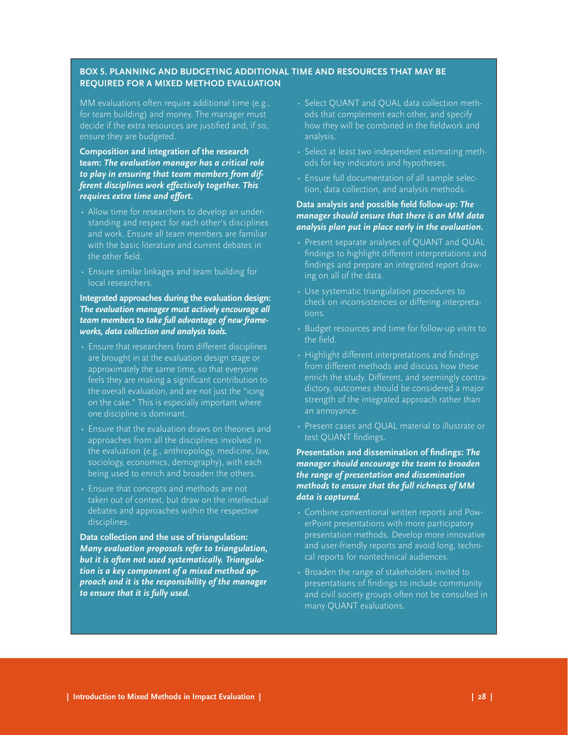### BOX 5. PLANNING AND BUDGETING ADDITIONAL TIME AND RESOURCES THAT MAY BE REQUIRED FOR A MIXED METHOD EVALUATION

MM evaluations often require additional time (e.g., for team building) and money. The manager must decide if the extra resources are justified and, if so, ensure they are budgeted.

**Composition and integration of the research team:** ***The evaluation manager has a critical role to play in ensuring that team members from different disciplines work effectively together. This requires extra time and effort.***

- Allow time for researchers to develop an understanding and respect for each other's disciplines and work. Ensure all team members are familiar with the basic literature and current debates in the other field.
- Ensure similar linkages and team building for local researchers.

**Integrated approaches during the evaluation design:** ***The evaluation manager must actively encourage all team members to take full advantage of new frameworks, data collection and analysis tools.***

- Ensure that researchers from different disciplines are brought in at the evaluation design stage or approximately the same time, so that everyone feels they are making a significant contribution to the overall evaluation, and are not just the "icing on the cake." This is especially important where one discipline is dominant.
- Ensure that the evaluation draws on theories and approaches from all the disciplines involved in the evaluation (e.g., anthropology, medicine, law, sociology, economics, demography), with each being used to enrich and broaden the others.
- Ensure that concepts and methods are not taken out of context, but draw on the intellectual debates and approaches within the respective disciplines.

**Data collection and the use of triangulation:** ***Many evaluation proposals refer to triangulation, but it is often not used systematically. Triangulation is a key component of a mixed method approach and it is the responsibility of the manager to ensure that it is fully used.***

- Select QUANT and QUAL data collection methods that complement each other, and specify how they will be combined in the fieldwork and analysis.
- Select at least two independent estimating methods for key indicators and hypotheses.
- Ensure full documentation of all sample selection, data collection, and analysis methods.

**Data analysis and possible field follow-up:** ***The manager should ensure that there is an MM data analysis plan put in place early in the evaluation.***

- Present separate analyses of QUANT and QUAL findings to highlight different interpretations and findings and prepare an integrated report drawing on all of the data.
- Use systematic triangulation procedures to check on inconsistencies or differing interpretations.
- Budget resources and time for follow-up visits to the field.
- Highlight different interpretations and findings from different methods and discuss how these enrich the study. Different, and seemingly contradictory, outcomes should be considered a major strength of the integrated approach rather than an annoyance.
- Present cases and QUAL material to illustrate or test QUANT findings.

**Presentation and dissemination of findings:** ***The manager should encourage the team to broaden the range of presentation and dissemination methods to ensure that the full richness of MM data is captured.***

- Combine conventional written reports and PowerPoint presentations with more participatory presentation methods. Develop more innovative and user-friendly reports and avoid long, technical reports for nontechnical audiences.
- Broaden the range of stakeholders invited to presentations of findings to include community and civil society groups often not be consulted in many QUANT evaluations.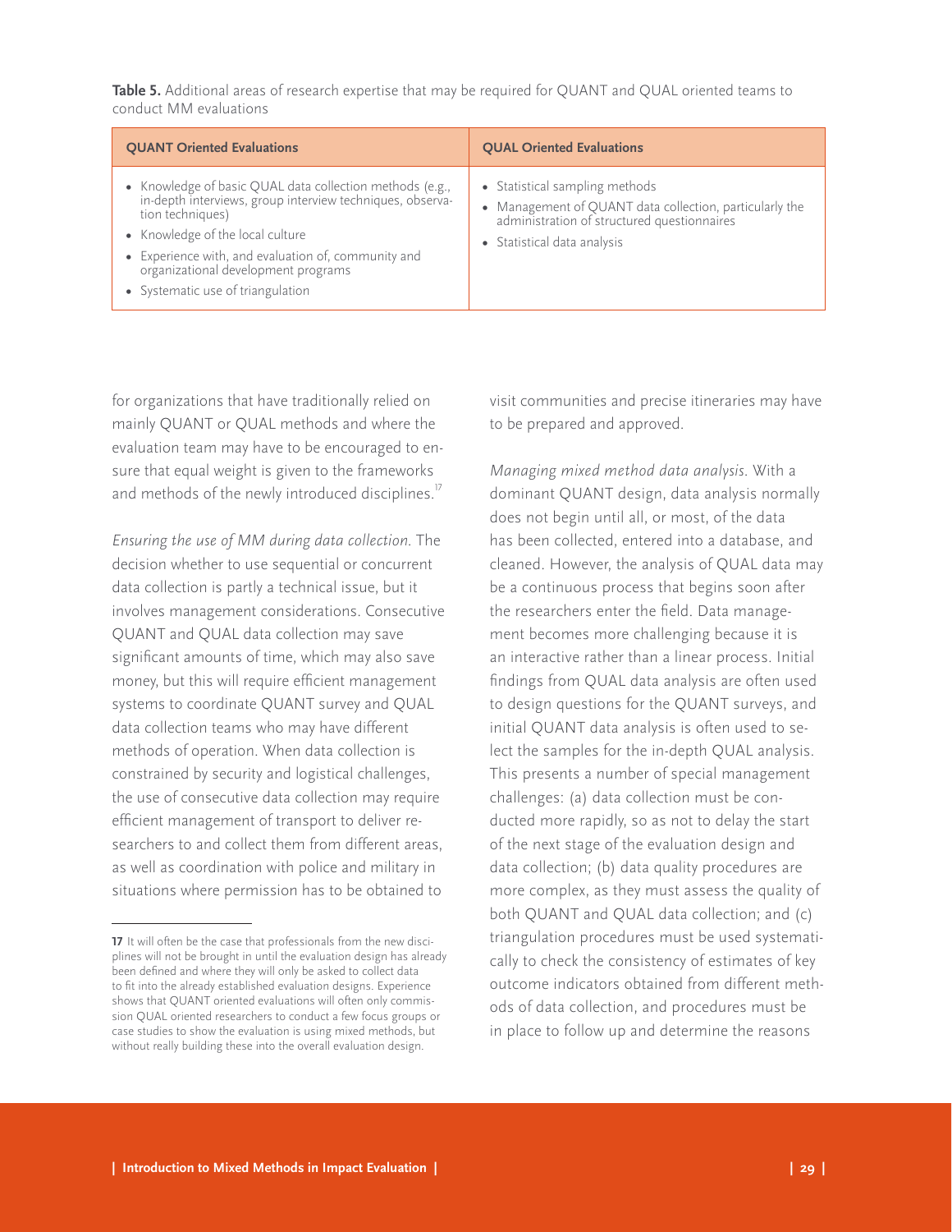**Table 5.** Additional areas of research expertise that may be required for QUANT and QUAL oriented teams to conduct MM evaluations

| QUANT Oriented Evaluations | QUAL Oriented Evaluations |
| --- | --- |
| • Knowledge of basic QUAL data collection methods (e.g., in-depth interviews, group interview techniques, observation techniques)<br>• Knowledge of the local culture<br>• Experience with, and evaluation of, community and organizational development programs<br>• Systematic use of triangulation | • Statistical sampling methods<br>• Management of QUANT data collection, particularly the administration of structured questionnaires<br>• Statistical data analysis |

for organizations that have traditionally relied on mainly QUANT or QUAL methods and where the evaluation team may have to be encouraged to ensure that equal weight is given to the frameworks and methods of the newly introduced disciplines.[17]

*Ensuring the use of MM during data collection.* The decision whether to use sequential or concurrent data collection is partly a technical issue, but it involves management considerations. Consecutive QUANT and QUAL data collection may save significant amounts of time, which may also save money, but this will require efficient management systems to coordinate QUANT survey and QUAL data collection teams who may have different methods of operation. When data collection is constrained by security and logistical challenges, the use of consecutive data collection may require efficient management of transport to deliver researchers to and collect them from different areas, as well as coordination with police and military in situations where permission has to be obtained to visit communities and precise itineraries may have to be prepared and approved.

*Managing mixed method data analysis.* With a dominant QUANT design, data analysis normally does not begin until all, or most, of the data has been collected, entered into a database, and cleaned. However, the analysis of QUAL data may be a continuous process that begins soon after the researchers enter the field. Data management becomes more challenging because it is an interactive rather than a linear process. Initial findings from QUAL data analysis are often used to design questions for the QUANT surveys, and initial QUANT data analysis is often used to select the samples for the in-depth QUAL analysis. This presents a number of special management challenges: (a) data collection must be conducted more rapidly, so as not to delay the start of the next stage of the evaluation design and data collection; (b) data quality procedures are more complex, as they must assess the quality of both QUANT and QUAL data collection; and (c) triangulation procedures must be used systematically to check the consistency of estimates of key outcome indicators obtained from different methods of data collection, and procedures must be in place to follow up and determine the reasons

[17] It will often be the case that professionals from the new disciplines will not be brought in until the evaluation design has already been defined and where they will only be asked to collect data to fit into the already established evaluation designs. Experience shows that QUANT oriented evaluations will often only commission QUAL oriented researchers to conduct a few focus groups or case studies to show the evaluation is using mixed methods, but without really building these into the overall evaluation design.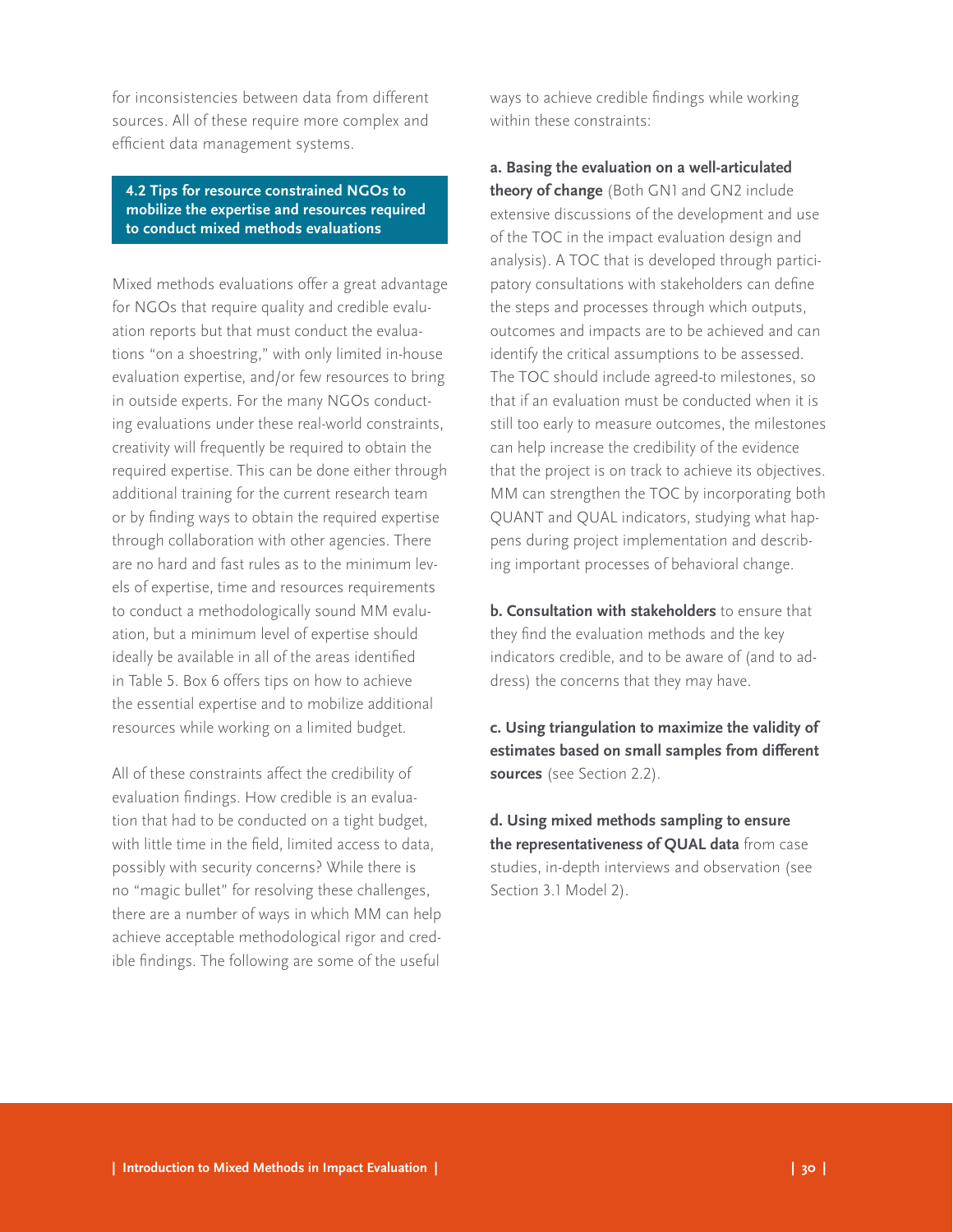for inconsistencies between data from different sources. All of these require more complex and efficient data management systems.

### 4.2 Tips for resource constrained NGOs to mobilize the expertise and resources required to conduct mixed methods evaluations

Mixed methods evaluations offer a great advantage for NGOs that require quality and credible evaluation reports but that must conduct the evaluations "on a shoestring," with only limited in-house evaluation expertise, and/or few resources to bring in outside experts. For the many NGOs conducting evaluations under these real-world constraints, creativity will frequently be required to obtain the required expertise. This can be done either through additional training for the current research team or by finding ways to obtain the required expertise through collaboration with other agencies. There are no hard and fast rules as to the minimum levels of expertise, time and resources requirements to conduct a methodologically sound MM evaluation, but a minimum level of expertise should ideally be available in all of the areas identified in Table 5. Box 6 offers tips on how to achieve the essential expertise and to mobilize additional resources while working on a limited budget.

All of these constraints affect the credibility of evaluation findings. How credible is an evaluation that had to be conducted on a tight budget, with little time in the field, limited access to data, possibly with security concerns? While there is no "magic bullet" for resolving these challenges, there are a number of ways in which MM can help achieve acceptable methodological rigor and credible findings. The following are some of the useful ways to achieve credible findings while working within these constraints:

**a. Basing the evaluation on a well-articulated theory of change** (Both GN1 and GN2 include extensive discussions of the development and use of the TOC in the impact evaluation design and analysis). A TOC that is developed through participatory consultations with stakeholders can define the steps and processes through which outputs, outcomes and impacts are to be achieved and can identify the critical assumptions to be assessed. The TOC should include agreed-to milestones, so that if an evaluation must be conducted when it is still too early to measure outcomes, the milestones can help increase the credibility of the evidence that the project is on track to achieve its objectives. MM can strengthen the TOC by incorporating both QUANT and QUAL indicators, studying what happens during project implementation and describing important processes of behavioral change.

**b. Consultation with stakeholders** to ensure that they find the evaluation methods and the key indicators credible, and to be aware of (and to address) the concerns that they may have.

**c. Using triangulation to maximize the validity of estimates based on small samples from different sources** (see Section 2.2).

**d. Using mixed methods sampling to ensure the representativeness of QUAL data** from case studies, in-depth interviews and observation (see Section 3.1 Model 2).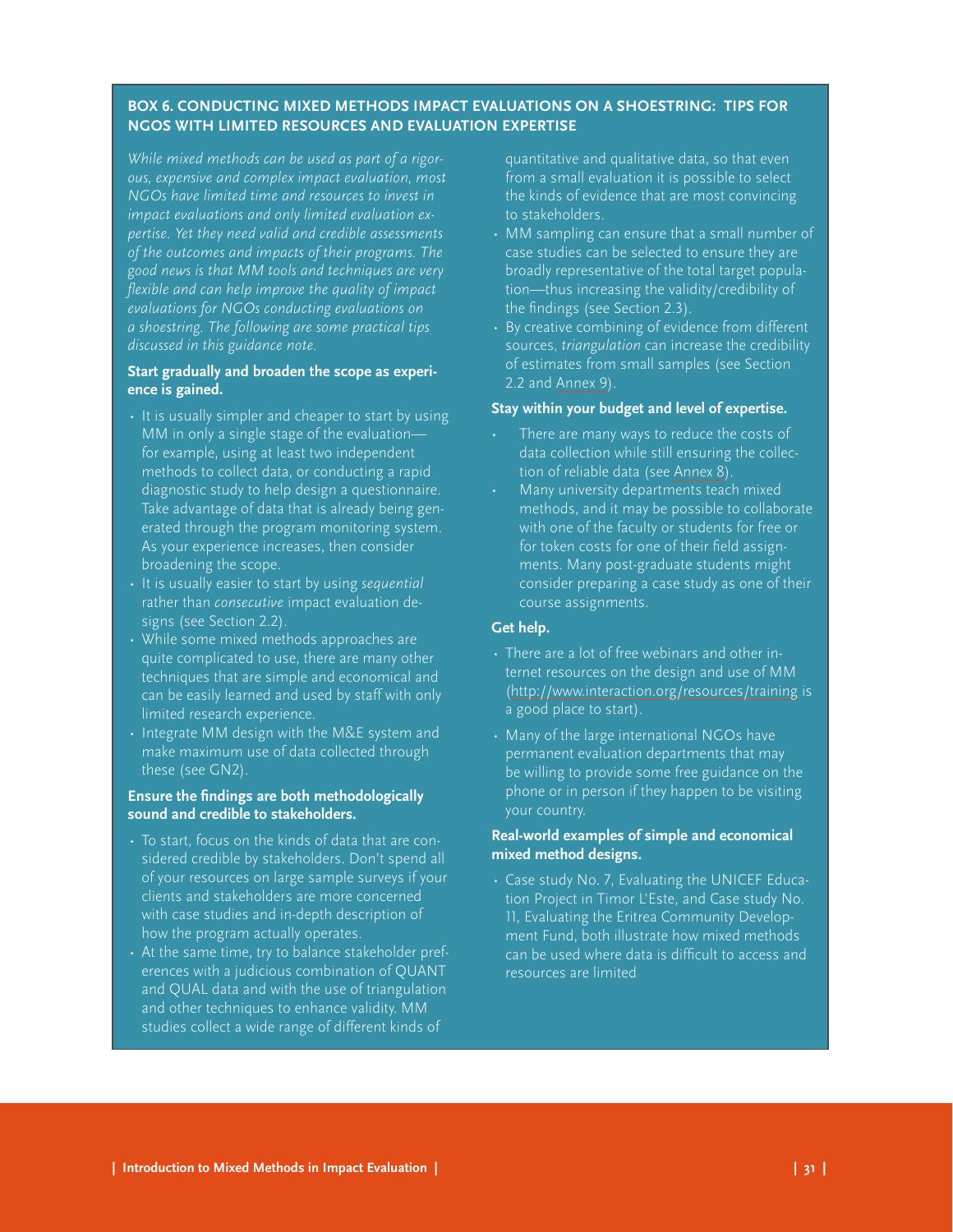## BOX 6. CONDUCTING MIXED METHODS IMPACT EVALUATIONS ON A SHOESTRING: TIPS FOR NGOS WITH LIMITED RESOURCES AND EVALUATION EXPERTISE

*While mixed methods can be used as part of a rigorous, expensive and complex impact evaluation, most NGOs have limited time and resources to invest in impact evaluations and only limited evaluation expertise. Yet they need valid and credible assessments of the outcomes and impacts of their programs. The good news is that MM tools and techniques are very flexible and can help improve the quality of impact evaluations for NGOs conducting evaluations on a shoestring. The following are some practical tips discussed in this guidance note.*

**Start gradually and broaden the scope as experience is gained.**

- It is usually simpler and cheaper to start by using MM in only a single stage of the evaluation—for example, using at least two independent methods to collect data, or conducting a rapid diagnostic study to help design a questionnaire. Take advantage of data that is already being generated through the program monitoring system. As your experience increases, then consider broadening the scope.
- It is usually easier to start by using *sequential* rather than *consecutive* impact evaluation designs (see Section 2.2).
- While some mixed methods approaches are quite complicated to use, there are many other techniques that are simple and economical and can be easily learned and used by staff with only limited research experience.
- Integrate MM design with the M&E system and make maximum use of data collected through these (see GN2).

**Ensure the findings are both methodologically sound and credible to stakeholders.**

- To start, focus on the kinds of data that are considered credible by stakeholders. Don't spend all of your resources on large sample surveys if your clients and stakeholders are more concerned with case studies and in-depth description of how the program actually operates.
- At the same time, try to balance stakeholder preferences with a judicious combination of QUANT and QUAL data and with the use of triangulation and other techniques to enhance validity. MM studies collect a wide range of different kinds of quantitative and qualitative data, so that even from a small evaluation it is possible to select the kinds of evidence that are most convincing to stakeholders.
- MM sampling can ensure that a small number of case studies can be selected to ensure they are broadly representative of the total target population—thus increasing the validity/credibility of the findings (see Section 2.3).
- By creative combining of evidence from different sources, *triangulation* can increase the credibility of estimates from small samples (see Section 2.2 and Annex 9).

**Stay within your budget and level of expertise.**

- There are many ways to reduce the costs of data collection while still ensuring the collection of reliable data (see Annex 8).
- Many university departments teach mixed methods, and it may be possible to collaborate with one of the faculty or students for free or for token costs for one of their field assignments. Many post-graduate students might consider preparing a case study as one of their course assignments.

**Get help.**

- There are a lot of free webinars and other internet resources on the design and use of MM (http://www.interaction.org/resources/training is a good place to start).
- Many of the large international NGOs have permanent evaluation departments that may be willing to provide some free guidance on the phone or in person if they happen to be visiting your country.

**Real-world examples of simple and economical mixed method designs.**

- Case study No. 7, Evaluating the UNICEF Education Project in Timor L'Este, and Case study No. 11, Evaluating the Eritrea Community Development Fund, both illustrate how mixed methods can be used where data is difficult to access and resources are limited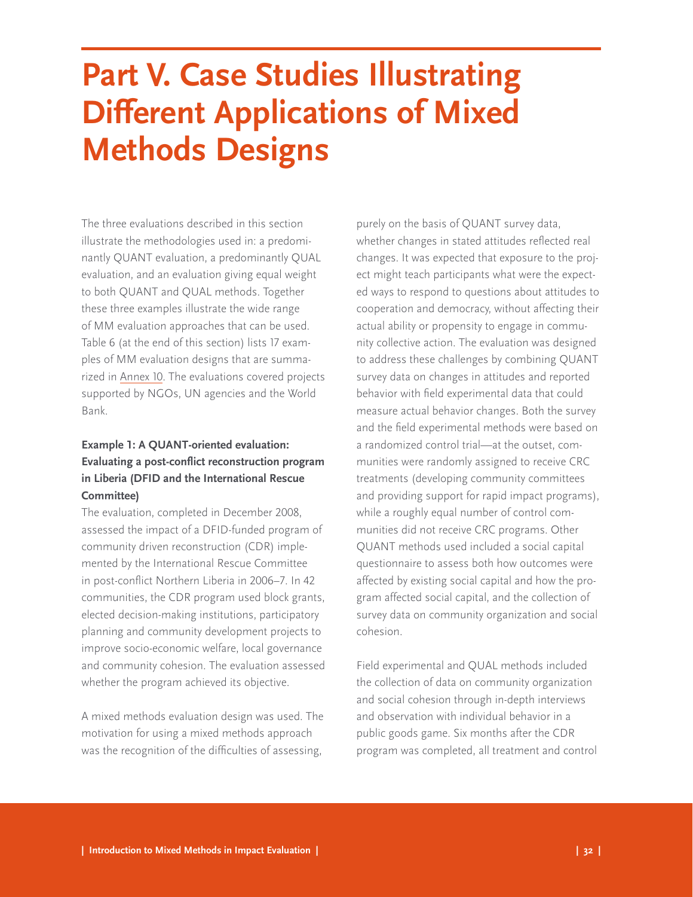# Part V. Case Studies Illustrating Different Applications of Mixed Methods Designs

The three evaluations described in this section illustrate the methodologies used in: a predominantly QUANT evaluation, a predominantly QUAL evaluation, and an evaluation giving equal weight to both QUANT and QUAL methods. Together these three examples illustrate the wide range of MM evaluation approaches that can be used. Table 6 (at the end of this section) lists 17 examples of MM evaluation designs that are summarized in Annex 10. The evaluations covered projects supported by NGOs, UN agencies and the World Bank.

### Example 1: A QUANT-oriented evaluation: Evaluating a post-conflict reconstruction program in Liberia (DFID and the International Rescue Committee)

The evaluation, completed in December 2008, assessed the impact of a DFID-funded program of community driven reconstruction (CDR) implemented by the International Rescue Committee in post-conflict Northern Liberia in 2006–7. In 42 communities, the CDR program used block grants, elected decision-making institutions, participatory planning and community development projects to improve socio-economic welfare, local governance and community cohesion. The evaluation assessed whether the program achieved its objective.

A mixed methods evaluation design was used. The motivation for using a mixed methods approach was the recognition of the difficulties of assessing, purely on the basis of QUANT survey data, whether changes in stated attitudes reflected real changes. It was expected that exposure to the project might teach participants what were the expected ways to respond to questions about attitudes to cooperation and democracy, without affecting their actual ability or propensity to engage in community collective action. The evaluation was designed to address these challenges by combining QUANT survey data on changes in attitudes and reported behavior with field experimental data that could measure actual behavior changes. Both the survey and the field experimental methods were based on a randomized control trial—at the outset, communities were randomly assigned to receive CRC treatments (developing community committees and providing support for rapid impact programs), while a roughly equal number of control communities did not receive CRC programs. Other QUANT methods used included a social capital questionnaire to assess both how outcomes were affected by existing social capital and how the program affected social capital, and the collection of survey data on community organization and social cohesion.

Field experimental and QUAL methods included the collection of data on community organization and social cohesion through in-depth interviews and observation with individual behavior in a public goods game. Six months after the CDR program was completed, all treatment and control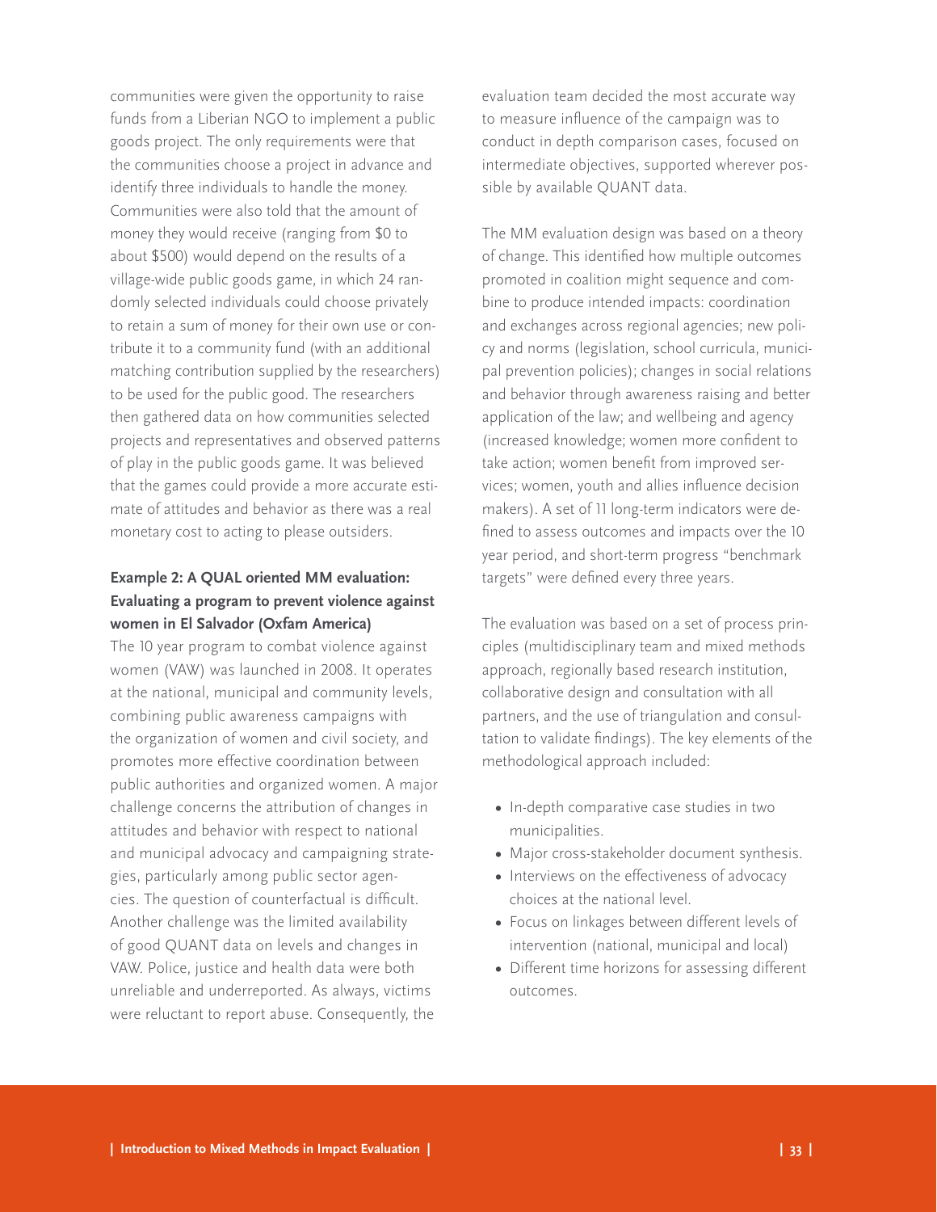communities were given the opportunity to raise funds from a Liberian NGO to implement a public goods project. The only requirements were that the communities choose a project in advance and identify three individuals to handle the money. Communities were also told that the amount of money they would receive (ranging from $0 to about $500) would depend on the results of a village-wide public goods game, in which 24 randomly selected individuals could choose privately to retain a sum of money for their own use or contribute it to a community fund (with an additional matching contribution supplied by the researchers) to be used for the public good. The researchers then gathered data on how communities selected projects and representatives and observed patterns of play in the public goods game. It was believed that the games could provide a more accurate estimate of attitudes and behavior as there was a real monetary cost to acting to please outsiders.

**Example 2: A QUAL oriented MM evaluation: Evaluating a program to prevent violence against women in El Salvador (Oxfam America)**

The 10 year program to combat violence against women (VAW) was launched in 2008. It operates at the national, municipal and community levels, combining public awareness campaigns with the organization of women and civil society, and promotes more effective coordination between public authorities and organized women. A major challenge concerns the attribution of changes in attitudes and behavior with respect to national and municipal advocacy and campaigning strategies, particularly among public sector agencies. The question of counterfactual is difficult. Another challenge was the limited availability of good QUANT data on levels and changes in VAW. Police, justice and health data were both unreliable and underreported. As always, victims were reluctant to report abuse. Consequently, the evaluation team decided the most accurate way to measure influence of the campaign was to conduct in depth comparison cases, focused on intermediate objectives, supported wherever possible by available QUANT data.

The MM evaluation design was based on a theory of change. This identified how multiple outcomes promoted in coalition might sequence and combine to produce intended impacts: coordination and exchanges across regional agencies; new policy and norms (legislation, school curricula, municipal prevention policies); changes in social relations and behavior through awareness raising and better application of the law; and wellbeing and agency (increased knowledge; women more confident to take action; women benefit from improved services; women, youth and allies influence decision makers). A set of 11 long-term indicators were defined to assess outcomes and impacts over the 10 year period, and short-term progress "benchmark targets" were defined every three years.

The evaluation was based on a set of process principles (multidisciplinary team and mixed methods approach, regionally based research institution, collaborative design and consultation with all partners, and the use of triangulation and consultation to validate findings). The key elements of the methodological approach included:

- In-depth comparative case studies in two municipalities.
- Major cross-stakeholder document synthesis.
- Interviews on the effectiveness of advocacy choices at the national level.
- Focus on linkages between different levels of intervention (national, municipal and local)
- Different time horizons for assessing different outcomes.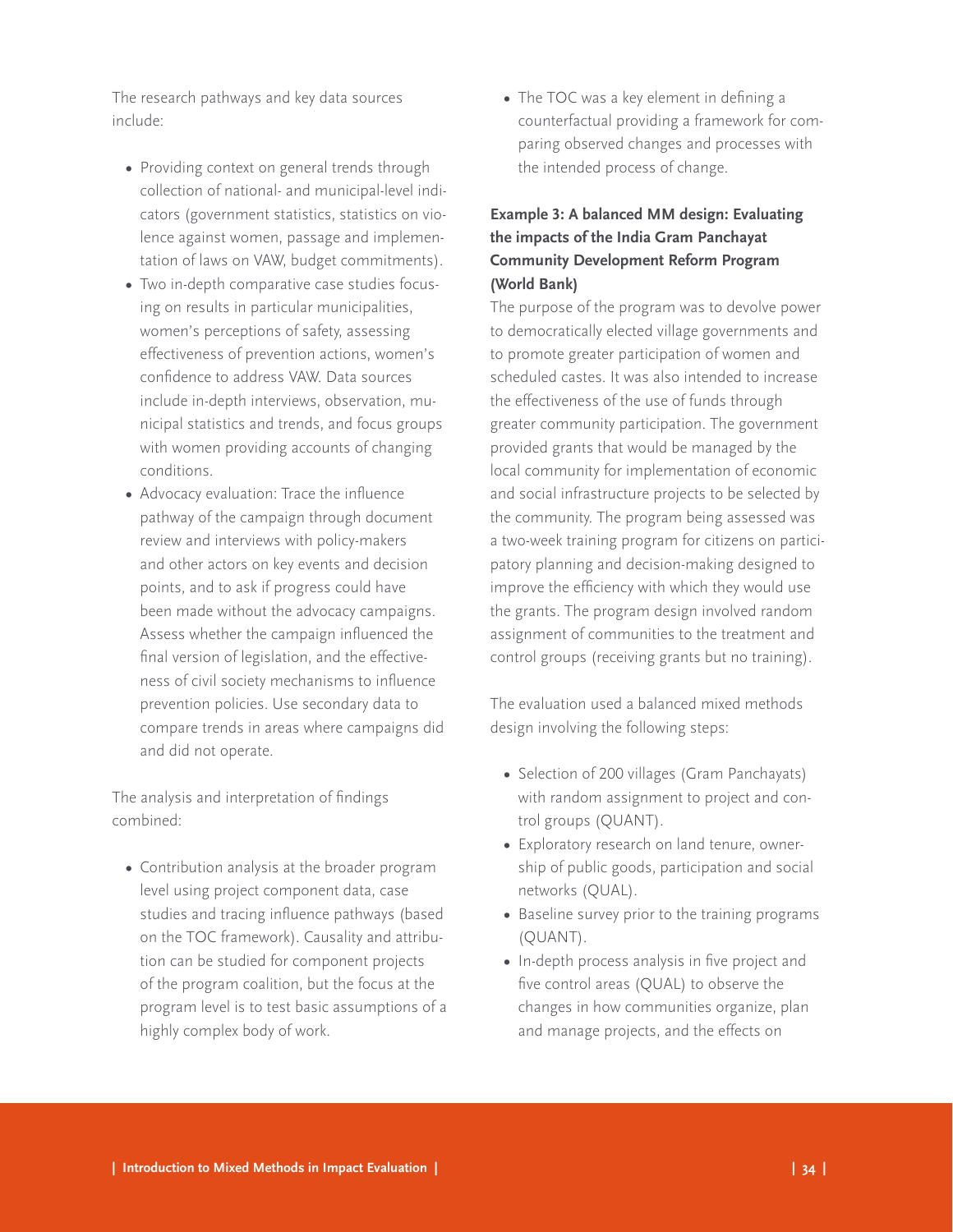The research pathways and key data sources include:

- Providing context on general trends through collection of national- and municipal-level indicators (government statistics, statistics on violence against women, passage and implementation of laws on VAW, budget commitments).
- Two in-depth comparative case studies focusing on results in particular municipalities, women's perceptions of safety, assessing effectiveness of prevention actions, women's confidence to address VAW. Data sources include in-depth interviews, observation, municipal statistics and trends, and focus groups with women providing accounts of changing conditions.
- Advocacy evaluation: Trace the influence pathway of the campaign through document review and interviews with policy-makers and other actors on key events and decision points, and to ask if progress could have been made without the advocacy campaigns. Assess whether the campaign influenced the final version of legislation, and the effectiveness of civil society mechanisms to influence prevention policies. Use secondary data to compare trends in areas where campaigns did and did not operate.

The analysis and interpretation of findings combined:

- Contribution analysis at the broader program level using project component data, case studies and tracing influence pathways (based on the TOC framework). Causality and attribution can be studied for component projects of the program coalition, but the focus at the program level is to test basic assumptions of a highly complex body of work.
- The TOC was a key element in defining a counterfactual providing a framework for comparing observed changes and processes with the intended process of change.

**Example 3: A balanced MM design: Evaluating the impacts of the India Gram Panchayat Community Development Reform Program (World Bank)**

The purpose of the program was to devolve power to democratically elected village governments and to promote greater participation of women and scheduled castes. It was also intended to increase the effectiveness of the use of funds through greater community participation. The government provided grants that would be managed by the local community for implementation of economic and social infrastructure projects to be selected by the community. The program being assessed was a two-week training program for citizens on participatory planning and decision-making designed to improve the efficiency with which they would use the grants. The program design involved random assignment of communities to the treatment and control groups (receiving grants but no training).

The evaluation used a balanced mixed methods design involving the following steps:

- Selection of 200 villages (Gram Panchayats) with random assignment to project and control groups (QUANT).
- Exploratory research on land tenure, ownership of public goods, participation and social networks (QUAL).
- Baseline survey prior to the training programs (QUANT).
- In-depth process analysis in five project and five control areas (QUAL) to observe the changes in how communities organize, plan and manage projects, and the effects on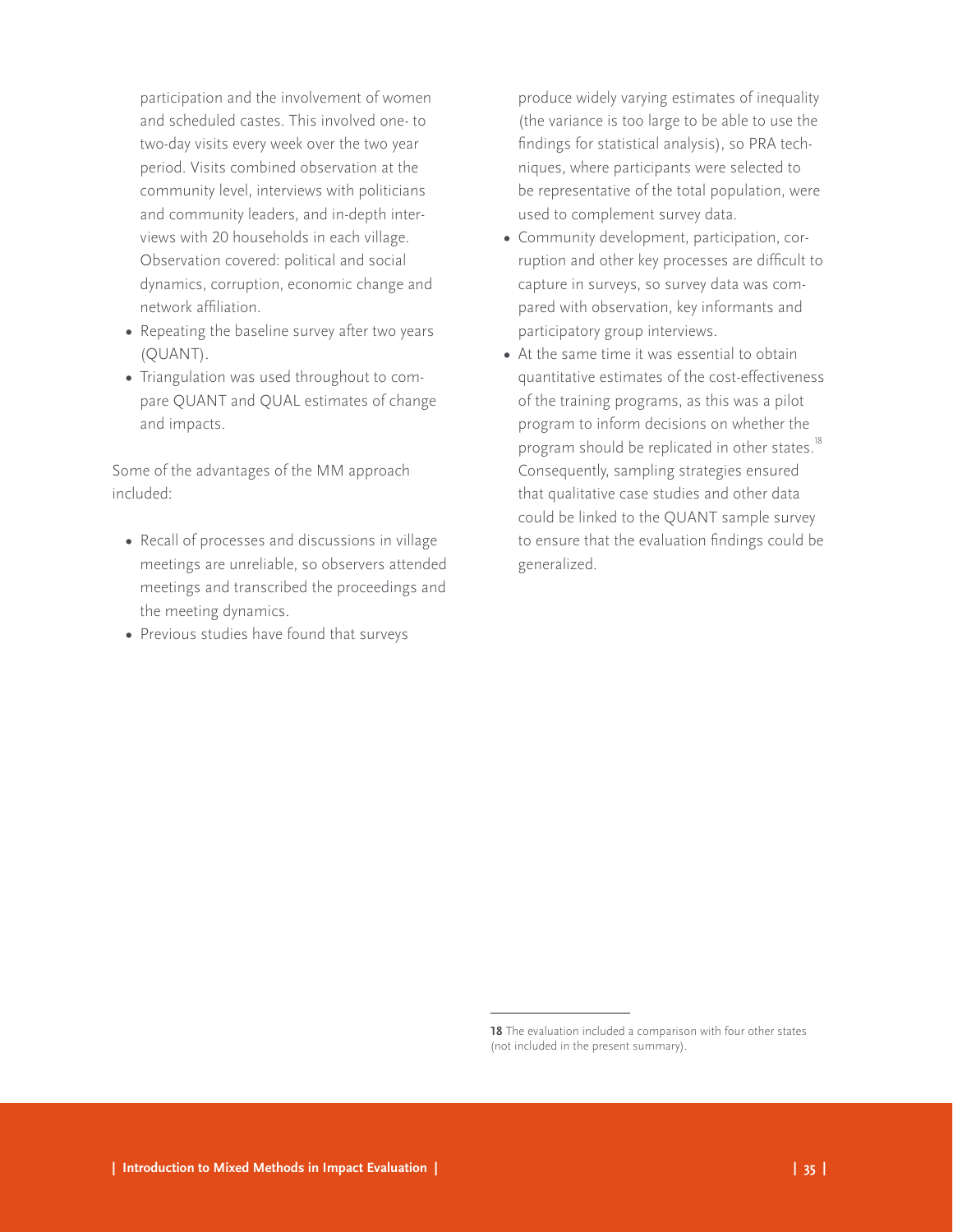participation and the involvement of women and scheduled castes. This involved one- to two-day visits every week over the two year period. Visits combined observation at the community level, interviews with politicians and community leaders, and in-depth interviews with 20 households in each village. Observation covered: political and social dynamics, corruption, economic change and network affiliation.

- Repeating the baseline survey after two years (QUANT).
- Triangulation was used throughout to compare QUANT and QUAL estimates of change and impacts.

Some of the advantages of the MM approach included:

- Recall of processes and discussions in village meetings are unreliable, so observers attended meetings and transcribed the proceedings and the meeting dynamics.
- Previous studies have found that surveys produce widely varying estimates of inequality (the variance is too large to be able to use the findings for statistical analysis), so PRA techniques, where participants were selected to be representative of the total population, were used to complement survey data.
- Community development, participation, corruption and other key processes are difficult to capture in surveys, so survey data was compared with observation, key informants and participatory group interviews.
- At the same time it was essential to obtain quantitative estimates of the cost-effectiveness of the training programs, as this was a pilot program to inform decisions on whether the program should be replicated in other states.[18] Consequently, sampling strategies ensured that qualitative case studies and other data could be linked to the QUANT sample survey to ensure that the evaluation findings could be generalized.

**18** The evaluation included a comparison with four other states (not included in the present summary).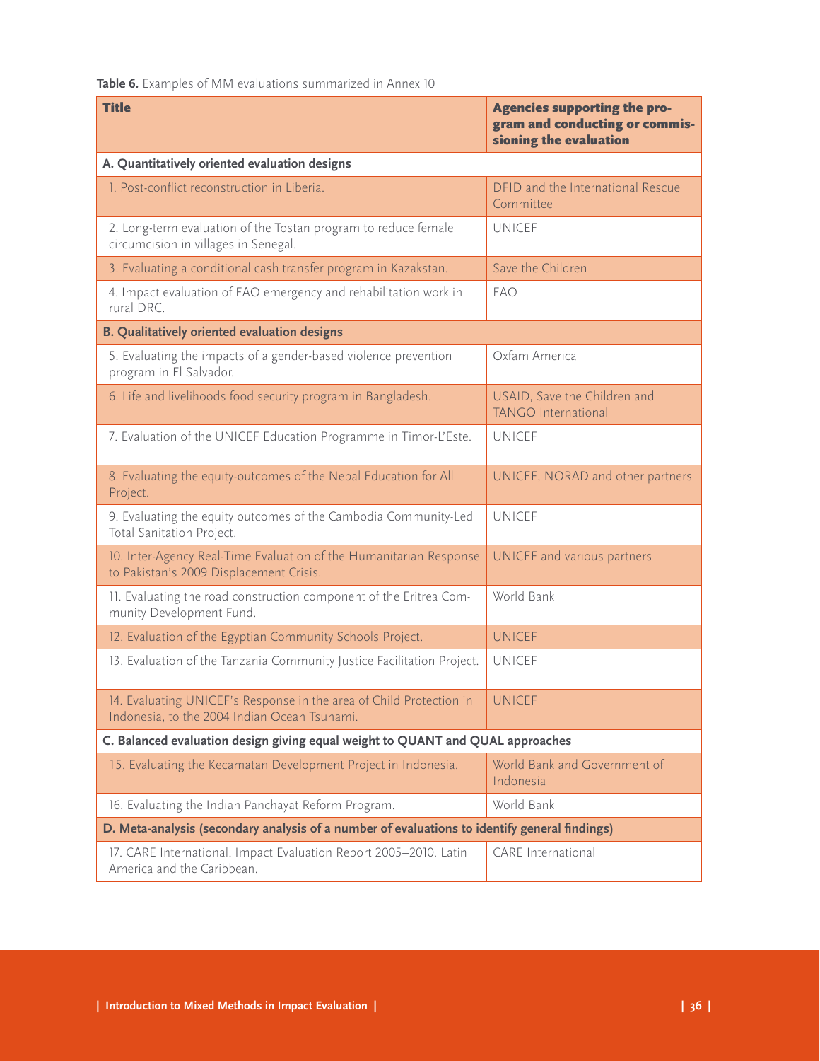**Table 6.** Examples of MM evaluations summarized in Annex 10

| Title | Agencies supporting the program and conducting or commissioning the evaluation |
|---|---|
| **A. Quantitatively oriented evaluation designs** | |
| 1. Post-conflict reconstruction in Liberia. | DFID and the International Rescue Committee |
| 2. Long-term evaluation of the Tostan program to reduce female circumcision in villages in Senegal. | UNICEF |
| 3. Evaluating a conditional cash transfer program in Kazakstan. | Save the Children |
| 4. Impact evaluation of FAO emergency and rehabilitation work in rural DRC. | FAO |
| **B. Qualitatively oriented evaluation designs** | |
| 5. Evaluating the impacts of a gender-based violence prevention program in El Salvador. | Oxfam America |
| 6. Life and livelihoods food security program in Bangladesh. | USAID, Save the Children and TANGO International |
| 7. Evaluation of the UNICEF Education Programme in Timor-L'Este. | UNICEF |
| 8. Evaluating the equity-outcomes of the Nepal Education for All Project. | UNICEF, NORAD and other partners |
| 9. Evaluating the equity outcomes of the Cambodia Community-Led Total Sanitation Project. | UNICEF |
| 10. Inter-Agency Real-Time Evaluation of the Humanitarian Response to Pakistan's 2009 Displacement Crisis. | UNICEF and various partners |
| 11. Evaluating the road construction component of the Eritrea Community Development Fund. | World Bank |
| 12. Evaluation of the Egyptian Community Schools Project. | UNICEF |
| 13. Evaluation of the Tanzania Community Justice Facilitation Project. | UNICEF |
| 14. Evaluating UNICEF's Response in the area of Child Protection in Indonesia, to the 2004 Indian Ocean Tsunami. | UNICEF |
| **C. Balanced evaluation design giving equal weight to QUANT and QUAL approaches** | |
| 15. Evaluating the Kecamatan Development Project in Indonesia. | World Bank and Government of Indonesia |
| 16. Evaluating the Indian Panchayat Reform Program. | World Bank |
| **D. Meta-analysis (secondary analysis of a number of evaluations to identify general findings)** | |
| 17. CARE International. Impact Evaluation Report 2005–2010. Latin America and the Caribbean. | CARE International |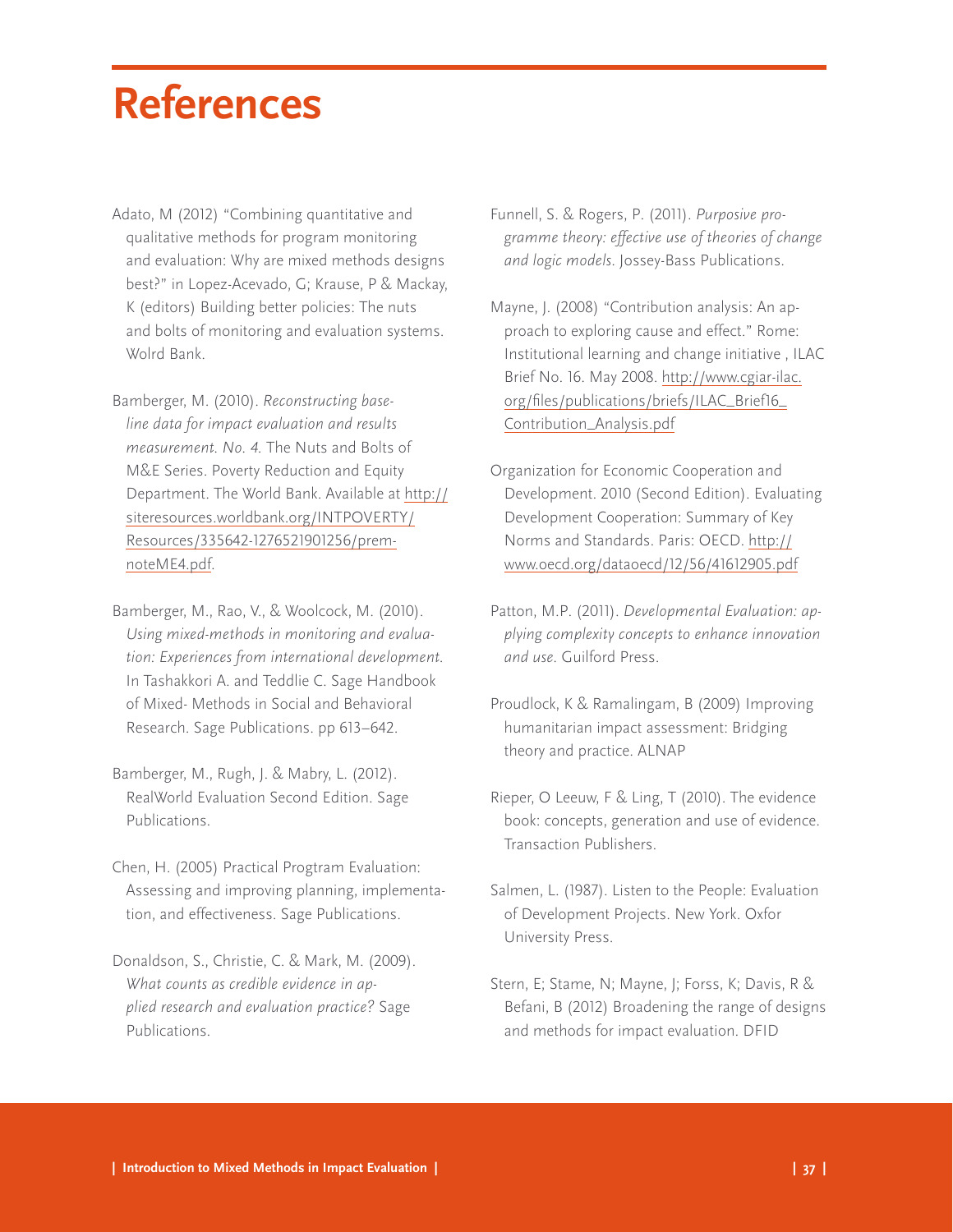# References

Adato, M (2012) "Combining quantitative and qualitative methods for program monitoring and evaluation: Why are mixed methods designs best?" in Lopez-Acevado, G; Krause, P & Mackay, K (editors) Building better policies: The nuts and bolts of monitoring and evaluation systems. Wolrd Bank.

Bamberger, M. (2010). *Reconstructing baseline data for impact evaluation and results measurement. No. 4.* The Nuts and Bolts of M&E Series. Poverty Reduction and Equity Department. The World Bank. Available at http://siteresources.worldbank.org/INTPOVERTY/Resources/335642-1276521901256/premnoteME4.pdf.

Bamberger, M., Rao, V., & Woolcock, M. (2010). *Using mixed-methods in monitoring and evaluation: Experiences from international development.* In Tashakkori A. and Teddlie C. Sage Handbook of Mixed- Methods in Social and Behavioral Research. Sage Publications. pp 613–642.

Bamberger, M., Rugh, J. & Mabry, L. (2012). RealWorld Evaluation Second Edition. Sage Publications.

Chen, H. (2005) Practical Progtram Evaluation: Assessing and improving planning, implementation, and effectiveness. Sage Publications.

Donaldson, S., Christie, C. & Mark, M. (2009). *What counts as credible evidence in applied research and evaluation practice?* Sage Publications.

Funnell, S. & Rogers, P. (2011). *Purposive programme theory: effective use of theories of change and logic models.* Jossey-Bass Publications.

Mayne, J. (2008) "Contribution analysis: An approach to exploring cause and effect." Rome: Institutional learning and change initiative , ILAC Brief No. 16. May 2008. http://www.cgiar-ilac.org/files/publications/briefs/ILAC_Brief16_Contribution_Analysis.pdf

Organization for Economic Cooperation and Development. 2010 (Second Edition). Evaluating Development Cooperation: Summary of Key Norms and Standards. Paris: OECD. http://www.oecd.org/dataoecd/12/56/41612905.pdf

Patton, M.P. (2011). *Developmental Evaluation: applying complexity concepts to enhance innovation and use.* Guilford Press.

Proudlock, K & Ramalingam, B (2009) Improving humanitarian impact assessment: Bridging theory and practice. ALNAP

Rieper, O Leeuw, F & Ling, T (2010). The evidence book: concepts, generation and use of evidence. Transaction Publishers.

Salmen, L. (1987). Listen to the People: Evaluation of Development Projects. New York. Oxfor University Press.

Stern, E; Stame, N; Mayne, J; Forss, K; Davis, R & Befani, B (2012) Broadening the range of designs and methods for impact evaluation. DFID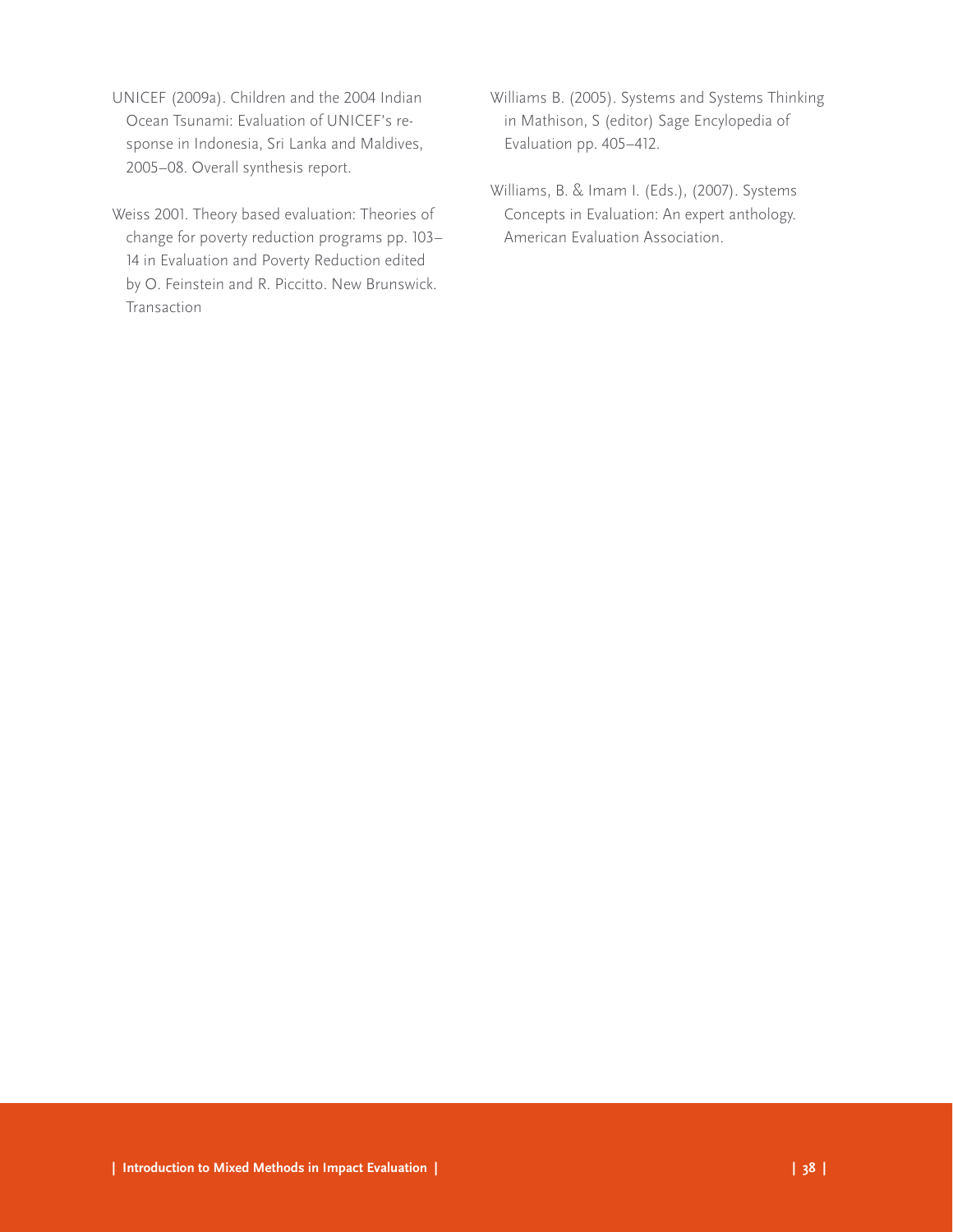UNICEF (2009a). Children and the 2004 Indian Ocean Tsunami: Evaluation of UNICEF's response in Indonesia, Sri Lanka and Maldives, 2005–08. Overall synthesis report.

Weiss 2001. Theory based evaluation: Theories of change for poverty reduction programs pp. 103–14 in Evaluation and Poverty Reduction edited by O. Feinstein and R. Piccitto. New Brunswick. Transaction

Williams B. (2005). Systems and Systems Thinking in Mathison, S (editor) Sage Encylopedia of Evaluation pp. 405–412.

Williams, B. & Imam I. (Eds.), (2007). Systems Concepts in Evaluation: An expert anthology. American Evaluation Association.